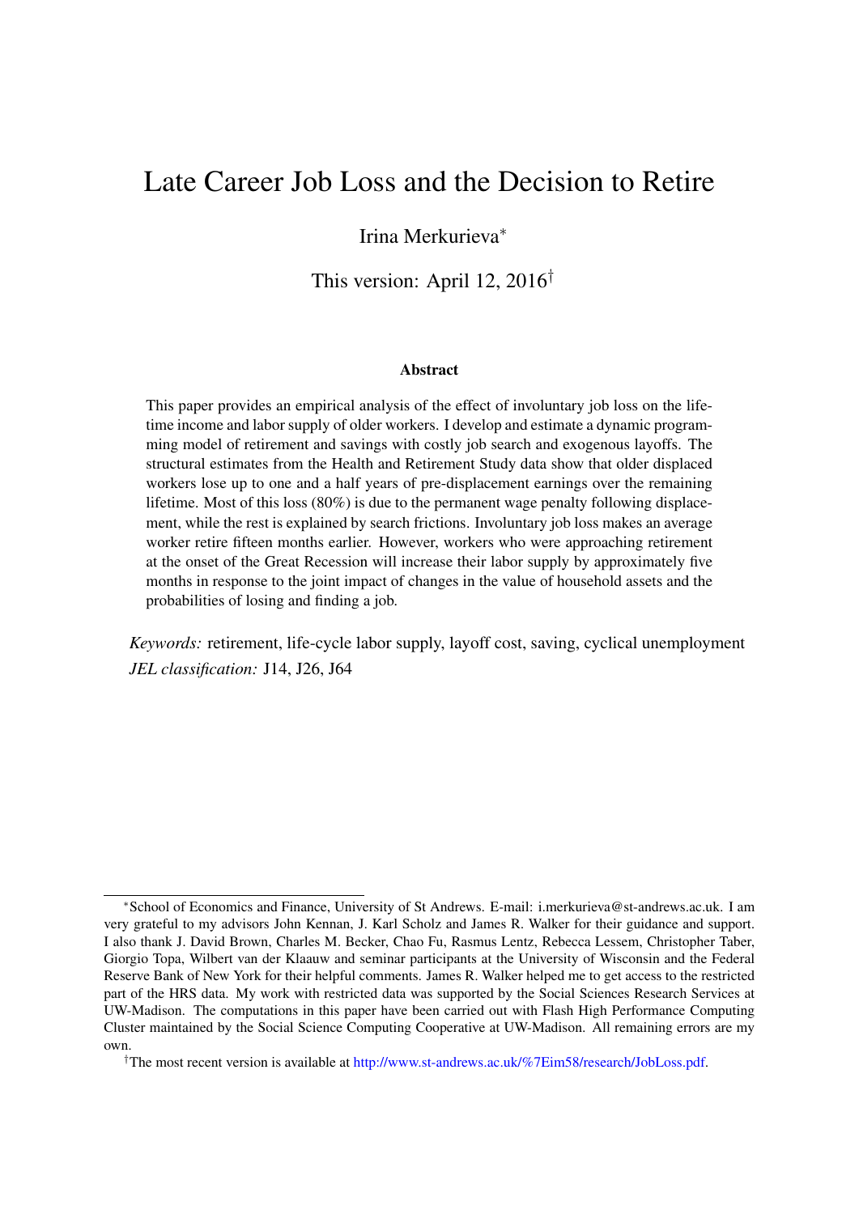# Late Career Job Loss and the Decision to Retire

Irina Merkurieva*

This version: April 12, 2016†

### Abstract

This paper provides an empirical analysis of the effect of involuntary job loss on the lifetime income and labor supply of older workers. I develop and estimate a dynamic programming model of retirement and savings with costly job search and exogenous layoffs. The structural estimates from the Health and Retirement Study data show that older displaced workers lose up to one and a half years of pre-displacement earnings over the remaining lifetime. Most of this loss (80%) is due to the permanent wage penalty following displacement, while the rest is explained by search frictions. Involuntary job loss makes an average worker retire fifteen months earlier. However, workers who were approaching retirement at the onset of the Great Recession will increase their labor supply by approximately five months in response to the joint impact of changes in the value of household assets and the probabilities of losing and finding a job.

*Keywords:* retirement, life-cycle labor supply, layoff cost, saving, cyclical unemployment

*JEL classification:* J14, J26, J64

---

*School of Economics and Finance, University of St Andrews. E-mail: i.merkurieva@st-andrews.ac.uk. I am very grateful to my advisors John Kennan, J. Karl Scholz and James R. Walker for their guidance and support. I also thank J. David Brown, Charles M. Becker, Chao Fu, Rasmus Lentz, Rebecca Lessem, Christopher Taber, Giorgio Topa, Wilbert van der Klaauw and seminar participants at the University of Wisconsin and the Federal Reserve Bank of New York for their helpful comments. James R. Walker helped me to get access to the restricted part of the HRS data. My work with restricted data was supported by the Social Sciences Research Services at UW-Madison. The computations in this paper have been carried out with Flash High Performance Computing Cluster maintained by the Social Science Computing Cooperative at UW-Madison. All remaining errors are my own.

†The most recent version is available at http://www.st-andrews.ac.uk/%7Eim58/research/JobLoss.pdf.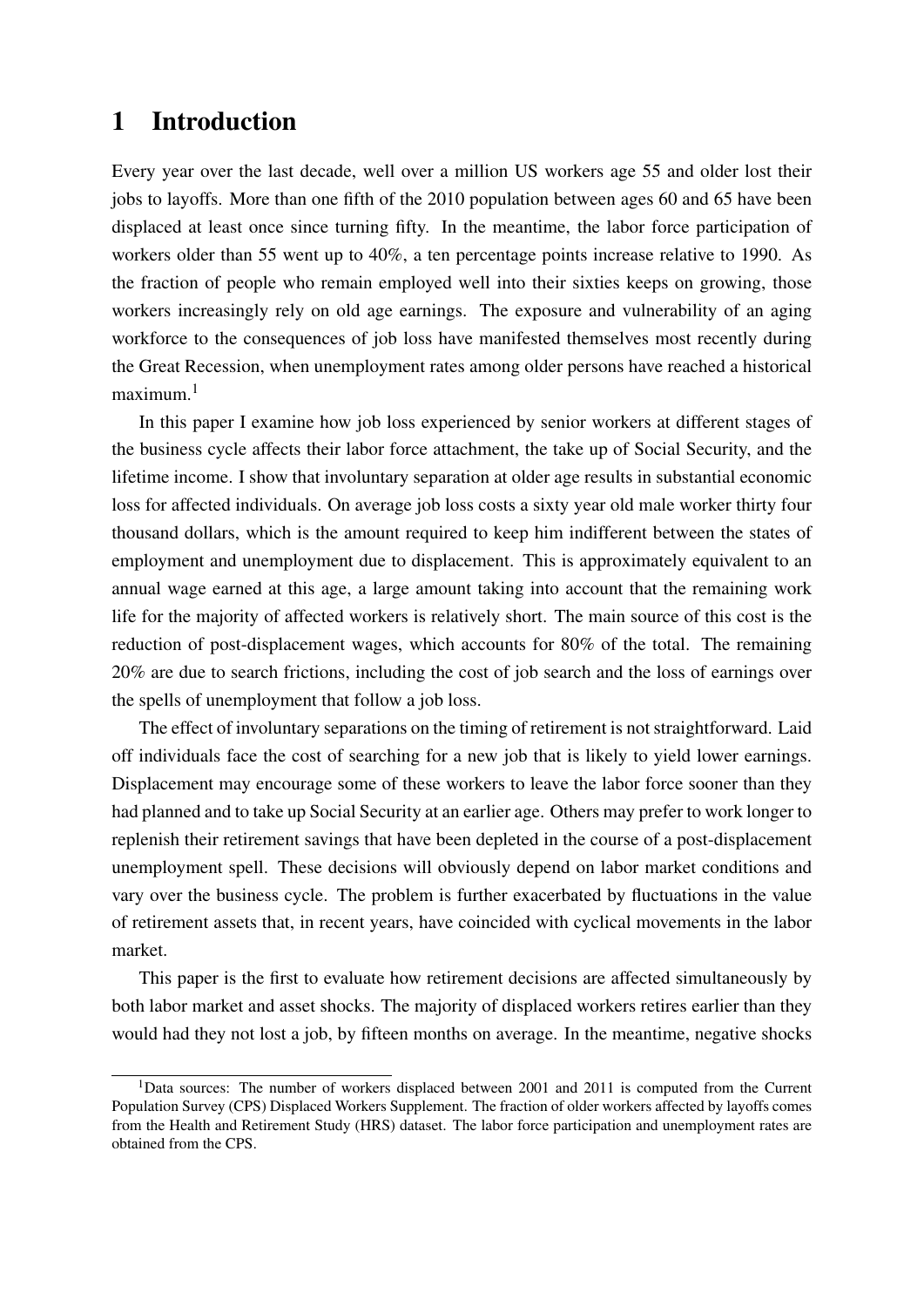# 1 Introduction

Every year over the last decade, well over a million US workers age 55 and older lost their jobs to layoffs. More than one fifth of the 2010 population between ages 60 and 65 have been displaced at least once since turning fifty. In the meantime, the labor force participation of workers older than 55 went up to 40%, a ten percentage points increase relative to 1990. As the fraction of people who remain employed well into their sixties keeps on growing, those workers increasingly rely on old age earnings. The exposure and vulnerability of an aging workforce to the consequences of job loss have manifested themselves most recently during the Great Recession, when unemployment rates among older persons have reached a historical maximum.[1]

In this paper I examine how job loss experienced by senior workers at different stages of the business cycle affects their labor force attachment, the take up of Social Security, and the lifetime income. I show that involuntary separation at older age results in substantial economic loss for affected individuals. On average job loss costs a sixty year old male worker thirty four thousand dollars, which is the amount required to keep him indifferent between the states of employment and unemployment due to displacement. This is approximately equivalent to an annual wage earned at this age, a large amount taking into account that the remaining work life for the majority of affected workers is relatively short. The main source of this cost is the reduction of post-displacement wages, which accounts for 80% of the total. The remaining 20% are due to search frictions, including the cost of job search and the loss of earnings over the spells of unemployment that follow a job loss.

The effect of involuntary separations on the timing of retirement is not straightforward. Laid off individuals face the cost of searching for a new job that is likely to yield lower earnings. Displacement may encourage some of these workers to leave the labor force sooner than they had planned and to take up Social Security at an earlier age. Others may prefer to work longer to replenish their retirement savings that have been depleted in the course of a post-displacement unemployment spell. These decisions will obviously depend on labor market conditions and vary over the business cycle. The problem is further exacerbated by fluctuations in the value of retirement assets that, in recent years, have coincided with cyclical movements in the labor market.

This paper is the first to evaluate how retirement decisions are affected simultaneously by both labor market and asset shocks. The majority of displaced workers retires earlier than they would had they not lost a job, by fifteen months on average. In the meantime, negative shocks

[1] Data sources: The number of workers displaced between 2001 and 2011 is computed from the Current Population Survey (CPS) Displaced Workers Supplement. The fraction of older workers affected by layoffs comes from the Health and Retirement Study (HRS) dataset. The labor force participation and unemployment rates are obtained from the CPS.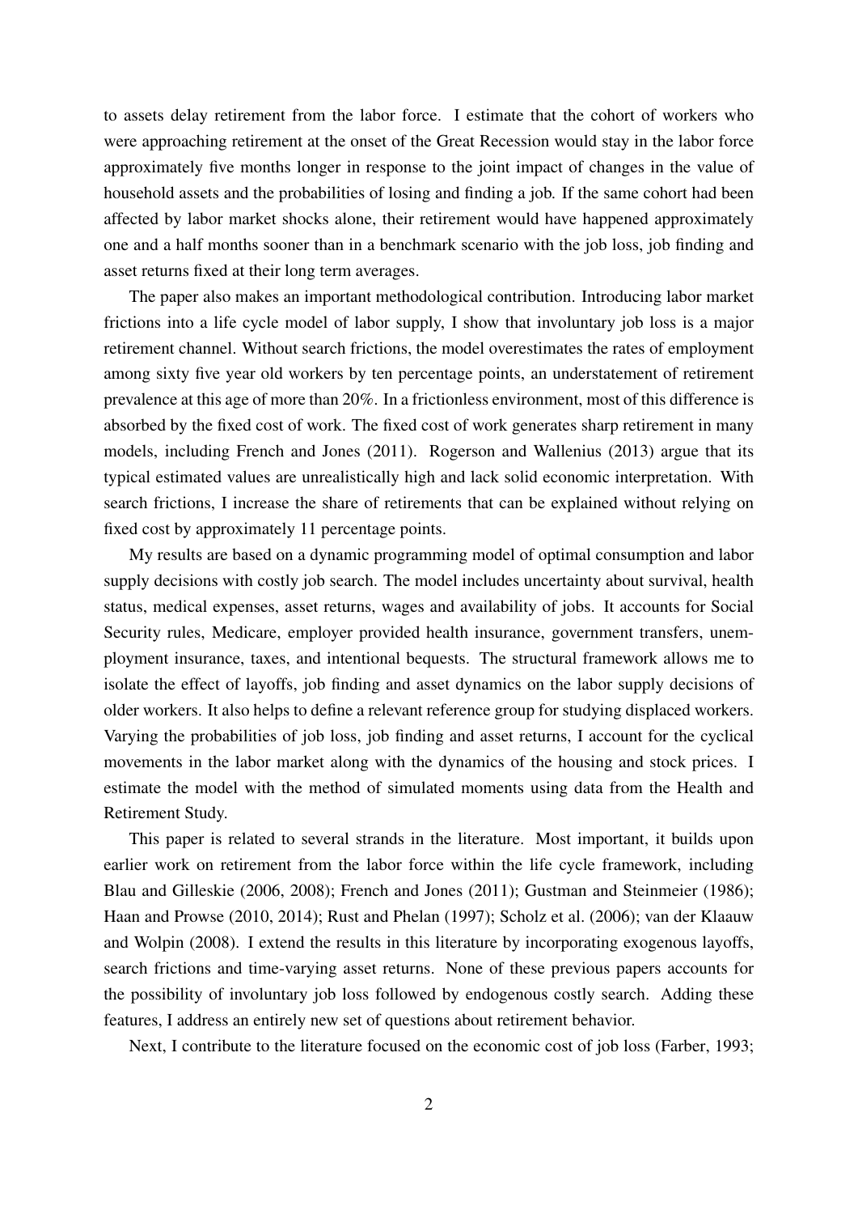to assets delay retirement from the labor force. I estimate that the cohort of workers who were approaching retirement at the onset of the Great Recession would stay in the labor force approximately five months longer in response to the joint impact of changes in the value of household assets and the probabilities of losing and finding a job. If the same cohort had been affected by labor market shocks alone, their retirement would have happened approximately one and a half months sooner than in a benchmark scenario with the job loss, job finding and asset returns fixed at their long term averages.

The paper also makes an important methodological contribution. Introducing labor market frictions into a life cycle model of labor supply, I show that involuntary job loss is a major retirement channel. Without search frictions, the model overestimates the rates of employment among sixty five year old workers by ten percentage points, an understatement of retirement prevalence at this age of more than 20%. In a frictionless environment, most of this difference is absorbed by the fixed cost of work. The fixed cost of work generates sharp retirement in many models, including French and Jones (2011). Rogerson and Wallenius (2013) argue that its typical estimated values are unrealistically high and lack solid economic interpretation. With search frictions, I increase the share of retirements that can be explained without relying on fixed cost by approximately 11 percentage points.

My results are based on a dynamic programming model of optimal consumption and labor supply decisions with costly job search. The model includes uncertainty about survival, health status, medical expenses, asset returns, wages and availability of jobs. It accounts for Social Security rules, Medicare, employer provided health insurance, government transfers, unemployment insurance, taxes, and intentional bequests. The structural framework allows me to isolate the effect of layoffs, job finding and asset dynamics on the labor supply decisions of older workers. It also helps to define a relevant reference group for studying displaced workers. Varying the probabilities of job loss, job finding and asset returns, I account for the cyclical movements in the labor market along with the dynamics of the housing and stock prices. I estimate the model with the method of simulated moments using data from the Health and Retirement Study.

This paper is related to several strands in the literature. Most important, it builds upon earlier work on retirement from the labor force within the life cycle framework, including Blau and Gilleskie (2006, 2008); French and Jones (2011); Gustman and Steinmeier (1986); Haan and Prowse (2010, 2014); Rust and Phelan (1997); Scholz et al. (2006); van der Klaauw and Wolpin (2008). I extend the results in this literature by incorporating exogenous layoffs, search frictions and time-varying asset returns. None of these previous papers accounts for the possibility of involuntary job loss followed by endogenous costly search. Adding these features, I address an entirely new set of questions about retirement behavior.

Next, I contribute to the literature focused on the economic cost of job loss (Farber, 1993;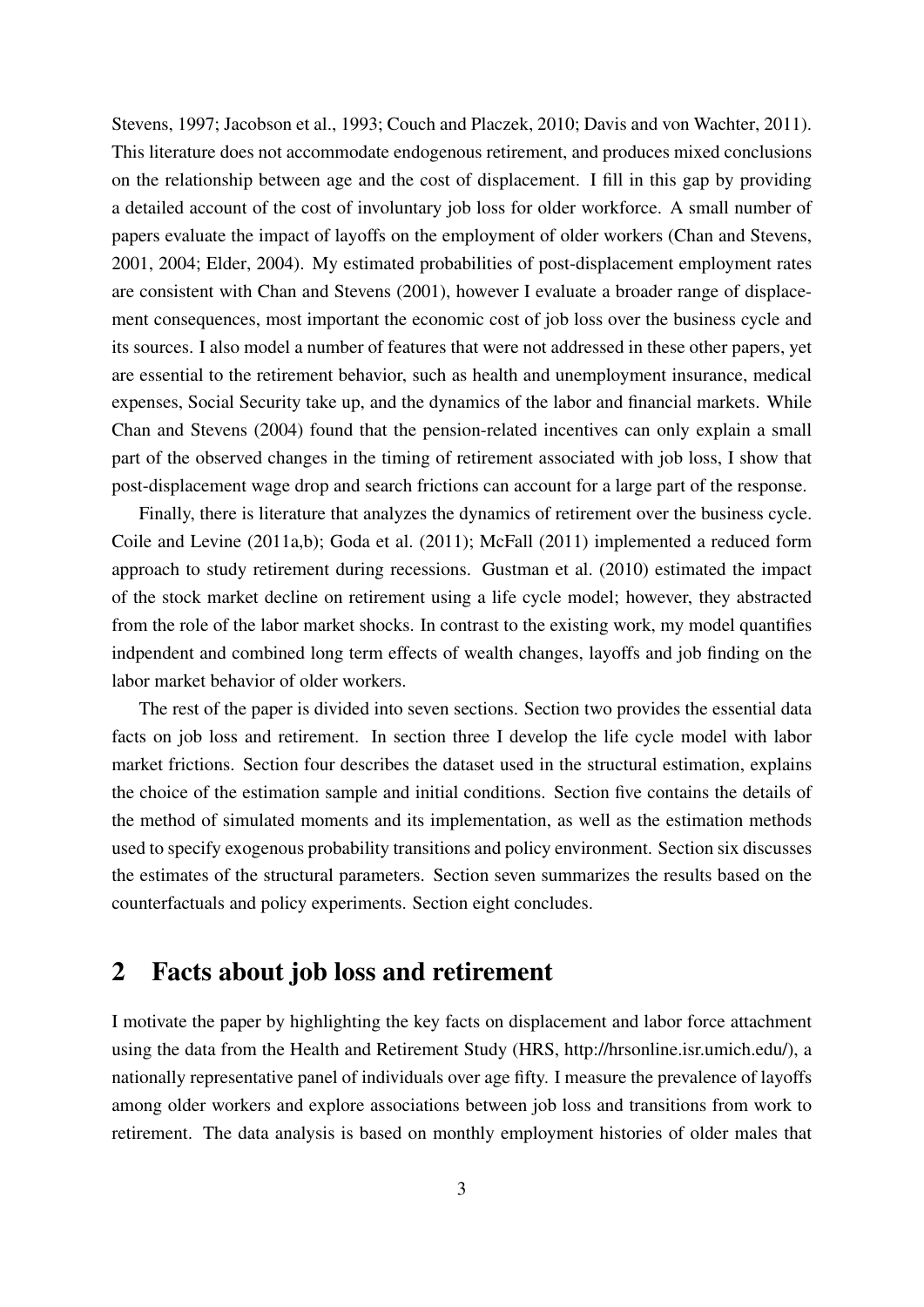Stevens, 1997; Jacobson et al., 1993; Couch and Placzek, 2010; Davis and von Wachter, 2011). This literature does not accommodate endogenous retirement, and produces mixed conclusions on the relationship between age and the cost of displacement. I fill in this gap by providing a detailed account of the cost of involuntary job loss for older workforce. A small number of papers evaluate the impact of layoffs on the employment of older workers (Chan and Stevens, 2001, 2004; Elder, 2004). My estimated probabilities of post-displacement employment rates are consistent with Chan and Stevens (2001), however I evaluate a broader range of displacement consequences, most important the economic cost of job loss over the business cycle and its sources. I also model a number of features that were not addressed in these other papers, yet are essential to the retirement behavior, such as health and unemployment insurance, medical expenses, Social Security take up, and the dynamics of the labor and financial markets. While Chan and Stevens (2004) found that the pension-related incentives can only explain a small part of the observed changes in the timing of retirement associated with job loss, I show that post-displacement wage drop and search frictions can account for a large part of the response.

Finally, there is literature that analyzes the dynamics of retirement over the business cycle. Coile and Levine (2011a,b); Goda et al. (2011); McFall (2011) implemented a reduced form approach to study retirement during recessions. Gustman et al. (2010) estimated the impact of the stock market decline on retirement using a life cycle model; however, they abstracted from the role of the labor market shocks. In contrast to the existing work, my model quantifies indpendent and combined long term effects of wealth changes, layoffs and job finding on the labor market behavior of older workers.

The rest of the paper is divided into seven sections. Section two provides the essential data facts on job loss and retirement. In section three I develop the life cycle model with labor market frictions. Section four describes the dataset used in the structural estimation, explains the choice of the estimation sample and initial conditions. Section five contains the details of the method of simulated moments and its implementation, as well as the estimation methods used to specify exogenous probability transitions and policy environment. Section six discusses the estimates of the structural parameters. Section seven summarizes the results based on the counterfactuals and policy experiments. Section eight concludes.

## 2 Facts about job loss and retirement

I motivate the paper by highlighting the key facts on displacement and labor force attachment using the data from the Health and Retirement Study (HRS, http://hrsonline.isr.umich.edu/), a nationally representative panel of individuals over age fifty. I measure the prevalence of layoffs among older workers and explore associations between job loss and transitions from work to retirement. The data analysis is based on monthly employment histories of older males that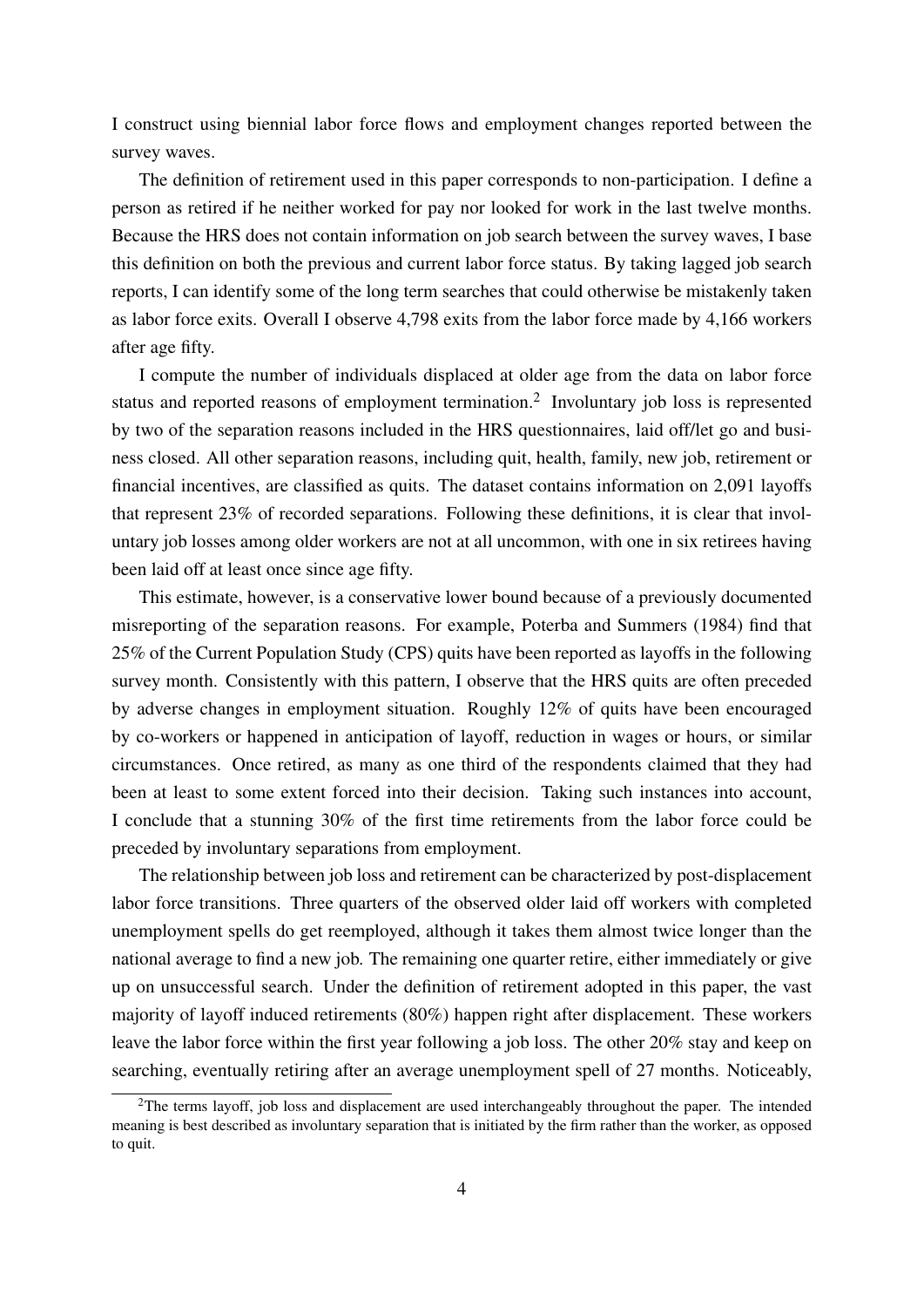I construct using biennial labor force flows and employment changes reported between the survey waves.

The definition of retirement used in this paper corresponds to non-participation. I define a person as retired if he neither worked for pay nor looked for work in the last twelve months. Because the HRS does not contain information on job search between the survey waves, I base this definition on both the previous and current labor force status. By taking lagged job search reports, I can identify some of the long term searches that could otherwise be mistakenly taken as labor force exits. Overall I observe 4,798 exits from the labor force made by 4,166 workers after age fifty.

I compute the number of individuals displaced at older age from the data on labor force status and reported reasons of employment termination.[2] Involuntary job loss is represented by two of the separation reasons included in the HRS questionnaires, laid off/let go and business closed. All other separation reasons, including quit, health, family, new job, retirement or financial incentives, are classified as quits. The dataset contains information on 2,091 layoffs that represent 23% of recorded separations. Following these definitions, it is clear that involuntary job losses among older workers are not at all uncommon, with one in six retirees having been laid off at least once since age fifty.

This estimate, however, is a conservative lower bound because of a previously documented misreporting of the separation reasons. For example, Poterba and Summers (1984) find that 25% of the Current Population Study (CPS) quits have been reported as layoffs in the following survey month. Consistently with this pattern, I observe that the HRS quits are often preceded by adverse changes in employment situation. Roughly 12% of quits have been encouraged by co-workers or happened in anticipation of layoff, reduction in wages or hours, or similar circumstances. Once retired, as many as one third of the respondents claimed that they had been at least to some extent forced into their decision. Taking such instances into account, I conclude that a stunning 30% of the first time retirements from the labor force could be preceded by involuntary separations from employment.

The relationship between job loss and retirement can be characterized by post-displacement labor force transitions. Three quarters of the observed older laid off workers with completed unemployment spells do get reemployed, although it takes them almost twice longer than the national average to find a new job. The remaining one quarter retire, either immediately or give up on unsuccessful search. Under the definition of retirement adopted in this paper, the vast majority of layoff induced retirements (80%) happen right after displacement. These workers leave the labor force within the first year following a job loss. The other 20% stay and keep on searching, eventually retiring after an average unemployment spell of 27 months. Noticeably,

[2] The terms layoff, job loss and displacement are used interchangeably throughout the paper. The intended meaning is best described as involuntary separation that is initiated by the firm rather than the worker, as opposed to quit.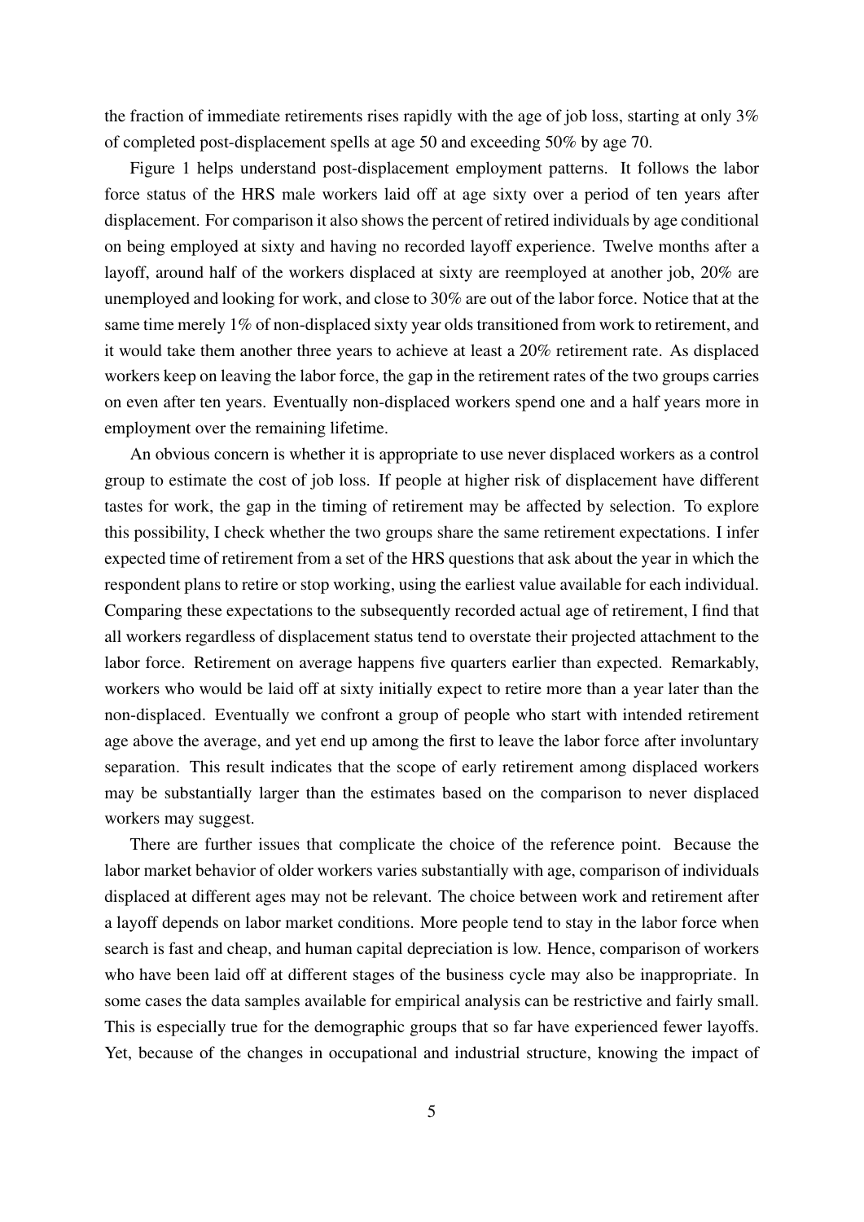the fraction of immediate retirements rises rapidly with the age of job loss, starting at only 3% of completed post-displacement spells at age 50 and exceeding 50% by age 70.

Figure 1 helps understand post-displacement employment patterns. It follows the labor force status of the HRS male workers laid off at age sixty over a period of ten years after displacement. For comparison it also shows the percent of retired individuals by age conditional on being employed at sixty and having no recorded layoff experience. Twelve months after a layoff, around half of the workers displaced at sixty are reemployed at another job, 20% are unemployed and looking for work, and close to 30% are out of the labor force. Notice that at the same time merely 1% of non-displaced sixty year olds transitioned from work to retirement, and it would take them another three years to achieve at least a 20% retirement rate. As displaced workers keep on leaving the labor force, the gap in the retirement rates of the two groups carries on even after ten years. Eventually non-displaced workers spend one and a half years more in employment over the remaining lifetime.

An obvious concern is whether it is appropriate to use never displaced workers as a control group to estimate the cost of job loss. If people at higher risk of displacement have different tastes for work, the gap in the timing of retirement may be affected by selection. To explore this possibility, I check whether the two groups share the same retirement expectations. I infer expected time of retirement from a set of the HRS questions that ask about the year in which the respondent plans to retire or stop working, using the earliest value available for each individual. Comparing these expectations to the subsequently recorded actual age of retirement, I find that all workers regardless of displacement status tend to overstate their projected attachment to the labor force. Retirement on average happens five quarters earlier than expected. Remarkably, workers who would be laid off at sixty initially expect to retire more than a year later than the non-displaced. Eventually we confront a group of people who start with intended retirement age above the average, and yet end up among the first to leave the labor force after involuntary separation. This result indicates that the scope of early retirement among displaced workers may be substantially larger than the estimates based on the comparison to never displaced workers may suggest.

There are further issues that complicate the choice of the reference point. Because the labor market behavior of older workers varies substantially with age, comparison of individuals displaced at different ages may not be relevant. The choice between work and retirement after a layoff depends on labor market conditions. More people tend to stay in the labor force when search is fast and cheap, and human capital depreciation is low. Hence, comparison of workers who have been laid off at different stages of the business cycle may also be inappropriate. In some cases the data samples available for empirical analysis can be restrictive and fairly small. This is especially true for the demographic groups that so far have experienced fewer layoffs. Yet, because of the changes in occupational and industrial structure, knowing the impact of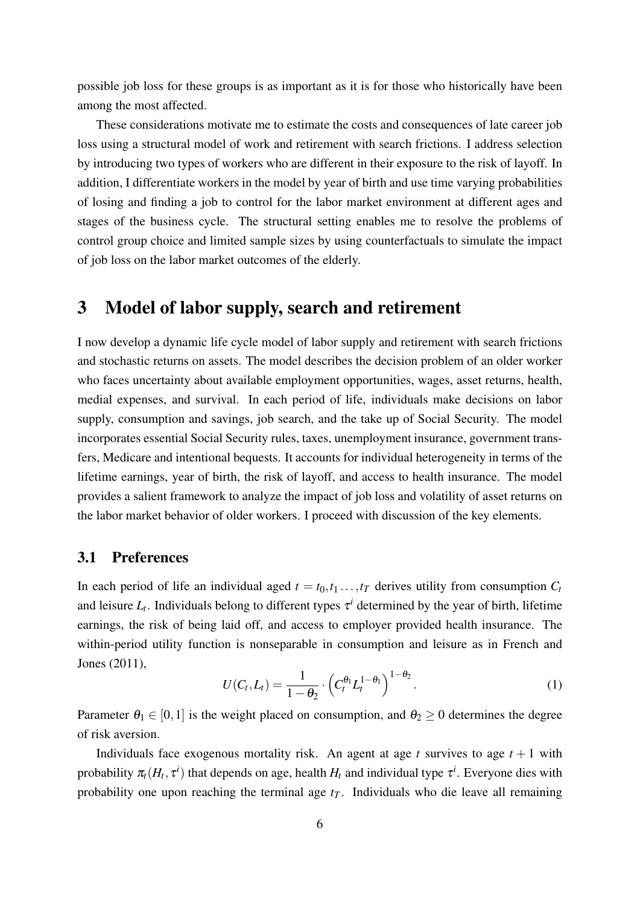possible job loss for these groups is as important as it is for those who historically have been among the most affected.

These considerations motivate me to estimate the costs and consequences of late career job loss using a structural model of work and retirement with search frictions. I address selection by introducing two types of workers who are different in their exposure to the risk of layoff. In addition, I differentiate workers in the model by year of birth and use time varying probabilities of losing and finding a job to control for the labor market environment at different ages and stages of the business cycle. The structural setting enables me to resolve the problems of control group choice and limited sample sizes by using counterfactuals to simulate the impact of job loss on the labor market outcomes of the elderly.

# 3 Model of labor supply, search and retirement

I now develop a dynamic life cycle model of labor supply and retirement with search frictions and stochastic returns on assets. The model describes the decision problem of an older worker who faces uncertainty about available employment opportunities, wages, asset returns, health, medial expenses, and survival. In each period of life, individuals make decisions on labor supply, consumption and savings, job search, and the take up of Social Security. The model incorporates essential Social Security rules, taxes, unemployment insurance, government transfers, Medicare and intentional bequests. It accounts for individual heterogeneity in terms of the lifetime earnings, year of birth, the risk of layoff, and access to health insurance. The model provides a salient framework to analyze the impact of job loss and volatility of asset returns on the labor market behavior of older workers. I proceed with discussion of the key elements.

## 3.1 Preferences

In each period of life an individual aged $t = t_0, t_1 \ldots, t_T$ derives utility from consumption $C_t$ and leisure $L_t$. Individuals belong to different types $\tau^i$ determined by the year of birth, lifetime earnings, the risk of being laid off, and access to employer provided health insurance. The within-period utility function is nonseparable in consumption and leisure as in French and Jones (2011),

$$U(C_t, L_t) = \frac{1}{1-\theta_2} \cdot \left( C_t^{\theta_1} L_t^{1-\theta_1} \right)^{1-\theta_2}. \tag{1}$$

Parameter $\theta_1 \in [0,1]$ is the weight placed on consumption, and $\theta_2 \geq 0$ determines the degree of risk aversion.

Individuals face exogenous mortality risk. An agent at age $t$ survives to age $t+1$ with probability $\pi_t(H_t, \tau^i)$ that depends on age, health $H_t$ and individual type $\tau^i$. Everyone dies with probability one upon reaching the terminal age $t_T$. Individuals who die leave all remaining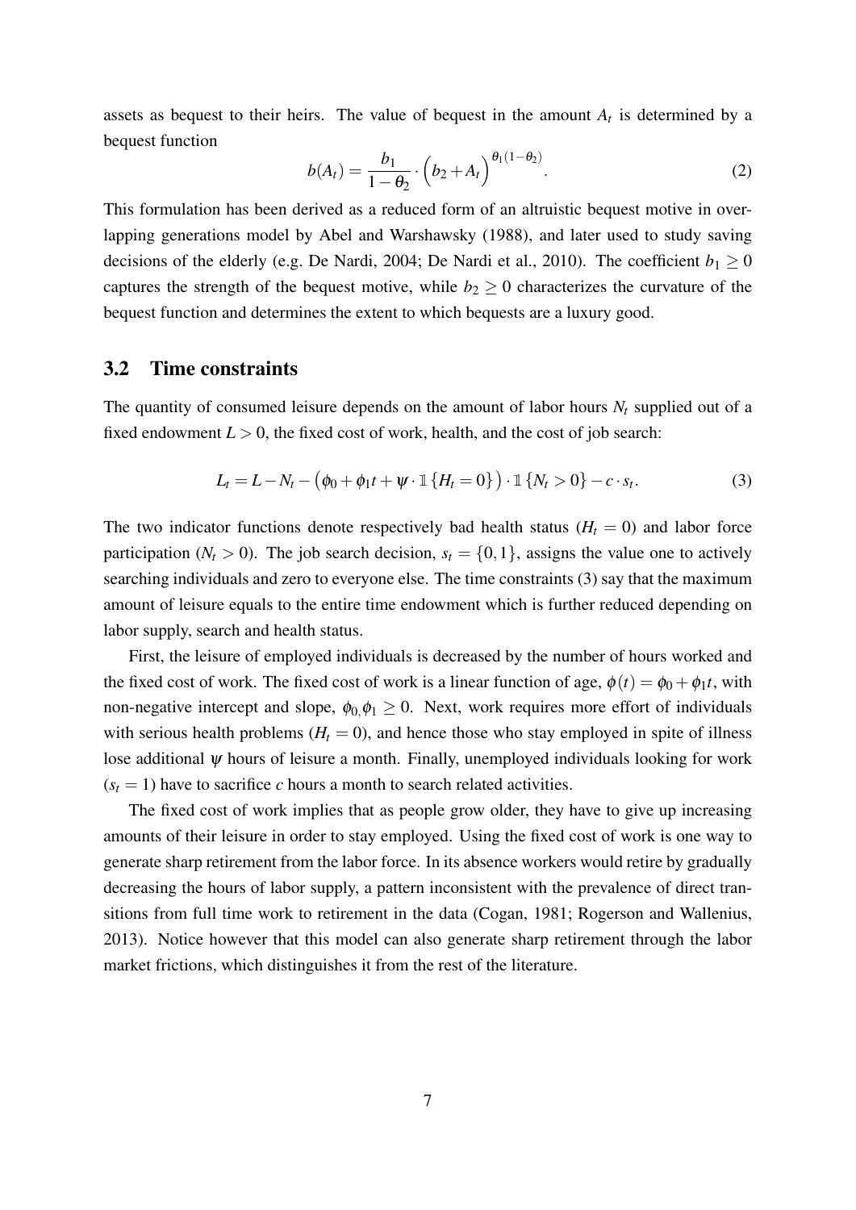assets as bequest to their heirs. The value of bequest in the amount $A_t$ is determined by a bequest function

$$b(A_t) = \frac{b_1}{1-\theta_2} \cdot \Big(b_2 + A_t\Big)^{\theta_1(1-\theta_2)}. \tag{2}$$

This formulation has been derived as a reduced form of an altruistic bequest motive in overlapping generations model by Abel and Warshawsky (1988), and later used to study saving decisions of the elderly (e.g. De Nardi, 2004; De Nardi et al., 2010). The coefficient $b_1 \geq 0$ captures the strength of the bequest motive, while $b_2 \geq 0$ characterizes the curvature of the bequest function and determines the extent to which bequests are a luxury good.

## 3.2 Time constraints

The quantity of consumed leisure depends on the amount of labor hours $N_t$ supplied out of a fixed endowment $L > 0$, the fixed cost of work, health, and the cost of job search:

$$L_t = L - N_t - \big(\phi_0 + \phi_1 t + \psi \cdot \mathbb{1}\{H_t = 0\}\big) \cdot \mathbb{1}\{N_t > 0\} - c \cdot s_t. \tag{3}$$

The two indicator functions denote respectively bad health status ($H_t = 0$) and labor force participation ($N_t > 0$). The job search decision, $s_t = \{0, 1\}$, assigns the value one to actively searching individuals and zero to everyone else. The time constraints (3) say that the maximum amount of leisure equals to the entire time endowment which is further reduced depending on labor supply, search and health status.

First, the leisure of employed individuals is decreased by the number of hours worked and the fixed cost of work. The fixed cost of work is a linear function of age, $\phi(t) = \phi_0 + \phi_1 t$, with non-negative intercept and slope, $\phi_0, \phi_1 \geq 0$. Next, work requires more effort of individuals with serious health problems ($H_t = 0$), and hence those who stay employed in spite of illness lose additional $\psi$ hours of leisure a month. Finally, unemployed individuals looking for work ($s_t = 1$) have to sacrifice $c$ hours a month to search related activities.

The fixed cost of work implies that as people grow older, they have to give up increasing amounts of their leisure in order to stay employed. Using the fixed cost of work is one way to generate sharp retirement from the labor force. In its absence workers would retire by gradually decreasing the hours of labor supply, a pattern inconsistent with the prevalence of direct transitions from full time work to retirement in the data (Cogan, 1981; Rogerson and Wallenius, 2013). Notice however that this model can also generate sharp retirement through the labor market frictions, which distinguishes it from the rest of the literature.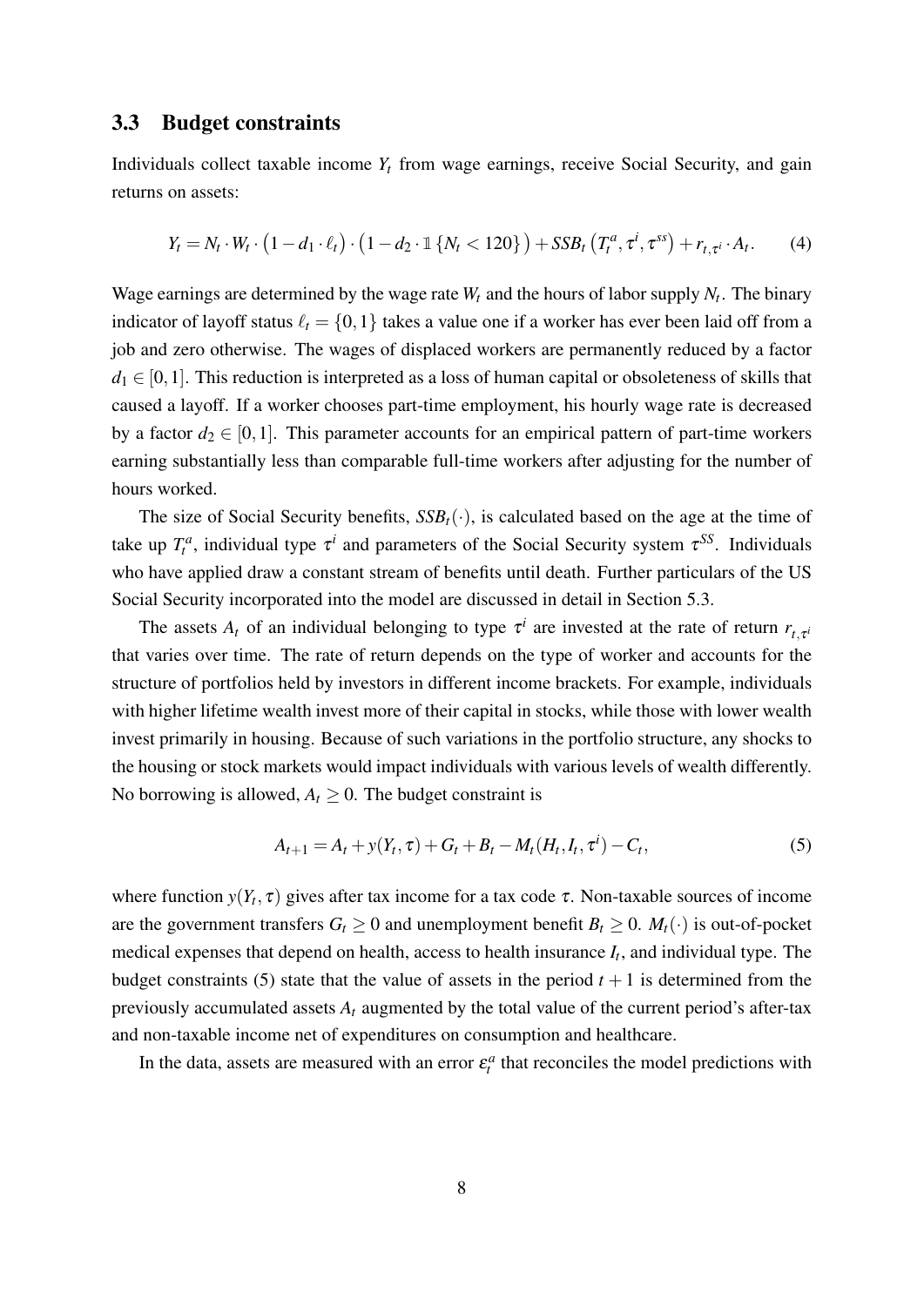### 3.3 Budget constraints

Individuals collect taxable income $Y_t$ from wage earnings, receive Social Security, and gain returns on assets:

$$Y_t = N_t \cdot W_t \cdot \left(1 - d_1 \cdot \ell_t\right) \cdot \left(1 - d_2 \cdot \mathbb{1}\{N_t < 120\}\right) + SSB_t\left(T_t^a, \tau^i, \tau^{ss}\right) + r_{t,\tau^i} \cdot A_t. \tag{4}$$

Wage earnings are determined by the wage rate $W_t$ and the hours of labor supply $N_t$. The binary indicator of layoff status $\ell_t = \{0, 1\}$ takes a value one if a worker has ever been laid off from a job and zero otherwise. The wages of displaced workers are permanently reduced by a factor $d_1 \in [0, 1]$. This reduction is interpreted as a loss of human capital or obsoleteness of skills that caused a layoff. If a worker chooses part-time employment, his hourly wage rate is decreased by a factor $d_2 \in [0, 1]$. This parameter accounts for an empirical pattern of part-time workers earning substantially less than comparable full-time workers after adjusting for the number of hours worked.

The size of Social Security benefits, $SSB_t(\cdot)$, is calculated based on the age at the time of take up $T_t^a$, individual type $\tau^i$ and parameters of the Social Security system $\tau^{SS}$. Individuals who have applied draw a constant stream of benefits until death. Further particulars of the US Social Security incorporated into the model are discussed in detail in Section 5.3.

The assets $A_t$ of an individual belonging to type $\tau^i$ are invested at the rate of return $r_{t,\tau^i}$ that varies over time. The rate of return depends on the type of worker and accounts for the structure of portfolios held by investors in different income brackets. For example, individuals with higher lifetime wealth invest more of their capital in stocks, while those with lower wealth invest primarily in housing. Because of such variations in the portfolio structure, any shocks to the housing or stock markets would impact individuals with various levels of wealth differently. No borrowing is allowed, $A_t \geq 0$. The budget constraint is

$$A_{t+1} = A_t + y(Y_t, \tau) + G_t + B_t - M_t(H_t, I_t, \tau^i) - C_t, \tag{5}$$

where function $y(Y_t, \tau)$ gives after tax income for a tax code $\tau$. Non-taxable sources of income are the government transfers $G_t \geq 0$ and unemployment benefit $B_t \geq 0$. $M_t(\cdot)$ is out-of-pocket medical expenses that depend on health, access to health insurance $I_t$, and individual type. The budget constraints (5) state that the value of assets in the period $t+1$ is determined from the previously accumulated assets $A_t$ augmented by the total value of the current period's after-tax and non-taxable income net of expenditures on consumption and healthcare.

In the data, assets are measured with an error $\varepsilon_t^a$ that reconciles the model predictions with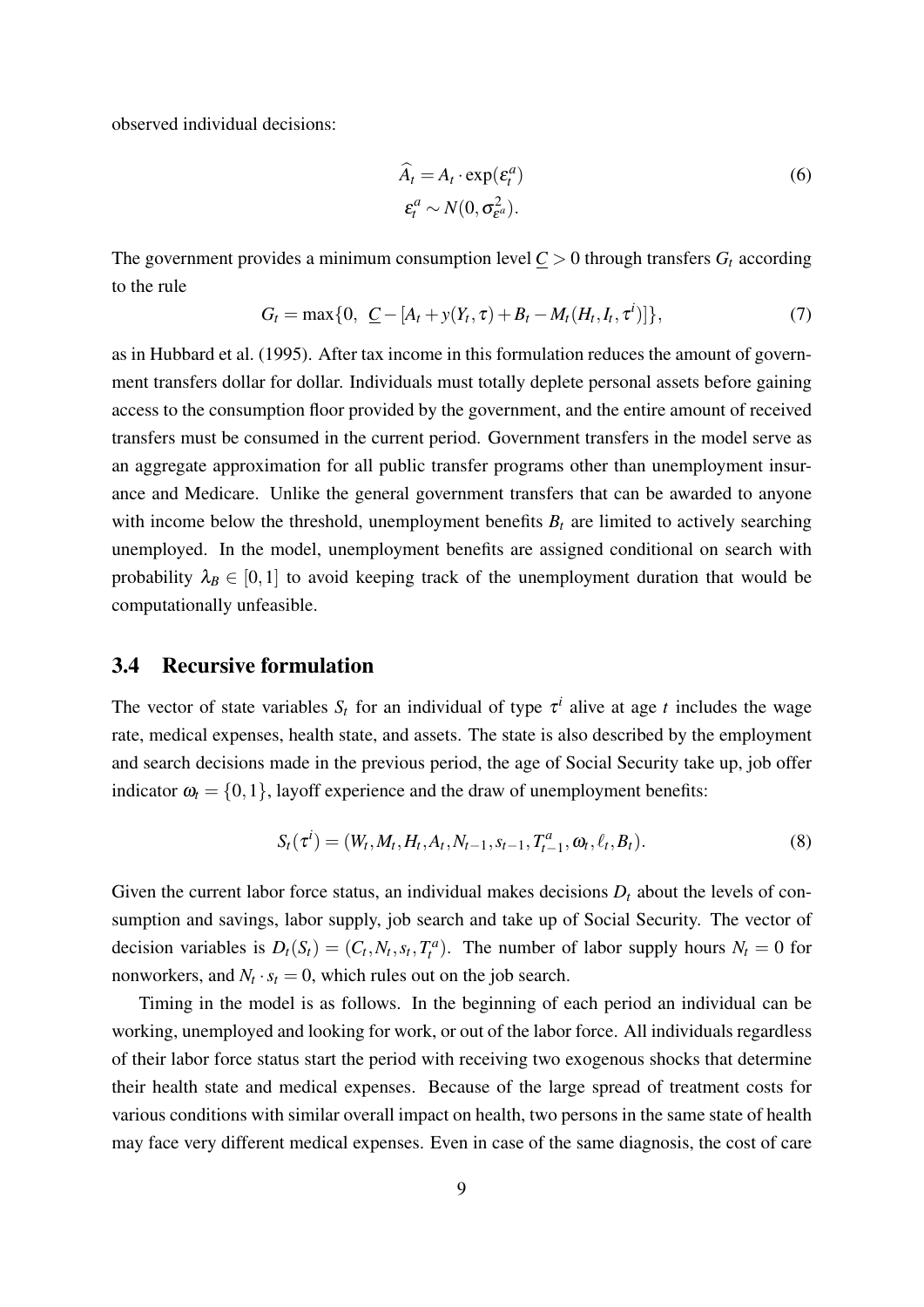observed individual decisions:

$$\widehat{A}_t = A_t \cdot \exp(\varepsilon_t^a) \tag{6}$$
$$\varepsilon_t^a \sim N(0, \sigma_{\varepsilon^a}^2).$$

The government provides a minimum consumption level $\underline{C} > 0$ through transfers $G_t$ according to the rule

$$G_t = \max\{0,\ \underline{C} - [A_t + y(Y_t, \tau) + B_t - M_t(H_t, I_t, \tau^i)]\}, \tag{7}$$

as in Hubbard et al. (1995). After tax income in this formulation reduces the amount of government transfers dollar for dollar. Individuals must totally deplete personal assets before gaining access to the consumption floor provided by the government, and the entire amount of received transfers must be consumed in the current period. Government transfers in the model serve as an aggregate approximation for all public transfer programs other than unemployment insurance and Medicare. Unlike the general government transfers that can be awarded to anyone with income below the threshold, unemployment benefits $B_t$ are limited to actively searching unemployed. In the model, unemployment benefits are assigned conditional on search with probability $\lambda_B \in [0,1]$ to avoid keeping track of the unemployment duration that would be computationally unfeasible.

## 3.4 Recursive formulation

The vector of state variables $S_t$ for an individual of type $\tau^i$ alive at age $t$ includes the wage rate, medical expenses, health state, and assets. The state is also described by the employment and search decisions made in the previous period, the age of Social Security take up, job offer indicator $\omega_t = \{0,1\}$, layoff experience and the draw of unemployment benefits:

$$S_t(\tau^i) = (W_t, M_t, H_t, A_t, N_{t-1}, s_{t-1}, T_{t-1}^a, \omega_t, \ell_t, B_t). \tag{8}$$

Given the current labor force status, an individual makes decisions $D_t$ about the levels of consumption and savings, labor supply, job search and take up of Social Security. The vector of decision variables is $D_t(S_t) = (C_t, N_t, s_t, T_t^a)$. The number of labor supply hours $N_t = 0$ for nonworkers, and $N_t \cdot s_t = 0$, which rules out on the job search.

Timing in the model is as follows. In the beginning of each period an individual can be working, unemployed and looking for work, or out of the labor force. All individuals regardless of their labor force status start the period with receiving two exogenous shocks that determine their health state and medical expenses. Because of the large spread of treatment costs for various conditions with similar overall impact on health, two persons in the same state of health may face very different medical expenses. Even in case of the same diagnosis, the cost of care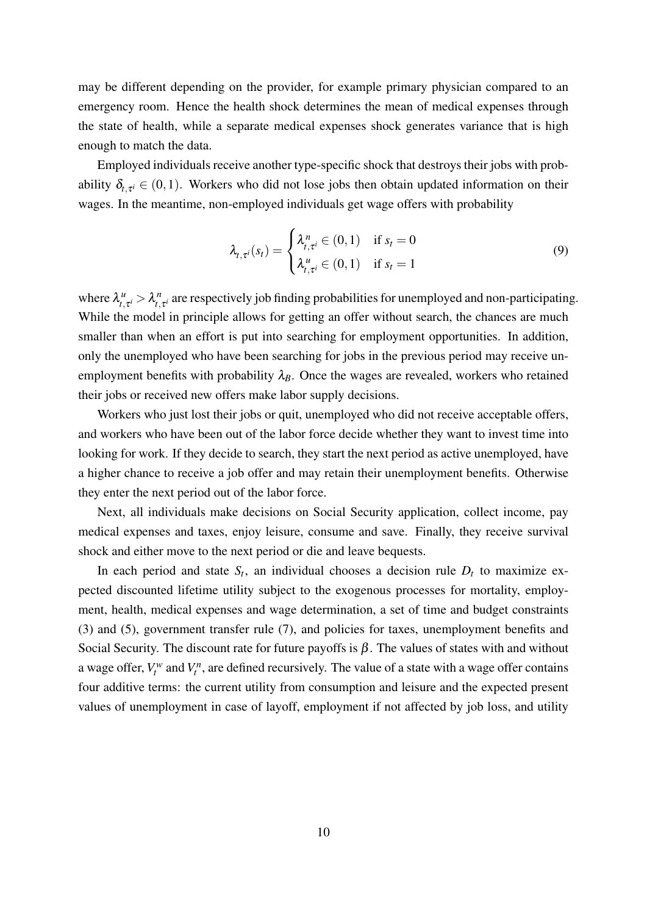may be different depending on the provider, for example primary physician compared to an emergency room. Hence the health shock determines the mean of medical expenses through the state of health, while a separate medical expenses shock generates variance that is high enough to match the data.

Employed individuals receive another type-specific shock that destroys their jobs with probability $\delta_{t,\tau^i} \in (0,1)$. Workers who did not lose jobs then obtain updated information on their wages. In the meantime, non-employed individuals get wage offers with probability

$$
\lambda_{t,\tau^i}(s_t) = \begin{cases} \lambda^n_{t,\tau^i} \in (0,1) & \text{if } s_t = 0 \\ \lambda^u_{t,\tau^i} \in (0,1) & \text{if } s_t = 1 \end{cases} \tag{9}
$$

where $\lambda^u_{t,\tau^i} > \lambda^n_{t,\tau^i}$ are respectively job finding probabilities for unemployed and non-participating. While the model in principle allows for getting an offer without search, the chances are much smaller than when an effort is put into searching for employment opportunities. In addition, only the unemployed who have been searching for jobs in the previous period may receive unemployment benefits with probability $\lambda_B$. Once the wages are revealed, workers who retained their jobs or received new offers make labor supply decisions.

Workers who just lost their jobs or quit, unemployed who did not receive acceptable offers, and workers who have been out of the labor force decide whether they want to invest time into looking for work. If they decide to search, they start the next period as active unemployed, have a higher chance to receive a job offer and may retain their unemployment benefits. Otherwise they enter the next period out of the labor force.

Next, all individuals make decisions on Social Security application, collect income, pay medical expenses and taxes, enjoy leisure, consume and save. Finally, they receive survival shock and either move to the next period or die and leave bequests.

In each period and state $S_t$, an individual chooses a decision rule $D_t$ to maximize expected discounted lifetime utility subject to the exogenous processes for mortality, employment, health, medical expenses and wage determination, a set of time and budget constraints (3) and (5), government transfer rule (7), and policies for taxes, unemployment benefits and Social Security. The discount rate for future payoffs is $\beta$. The values of states with and without a wage offer, $V^w_t$ and $V^n_t$, are defined recursively. The value of a state with a wage offer contains four additive terms: the current utility from consumption and leisure and the expected present values of unemployment in case of layoff, employment if not affected by job loss, and utility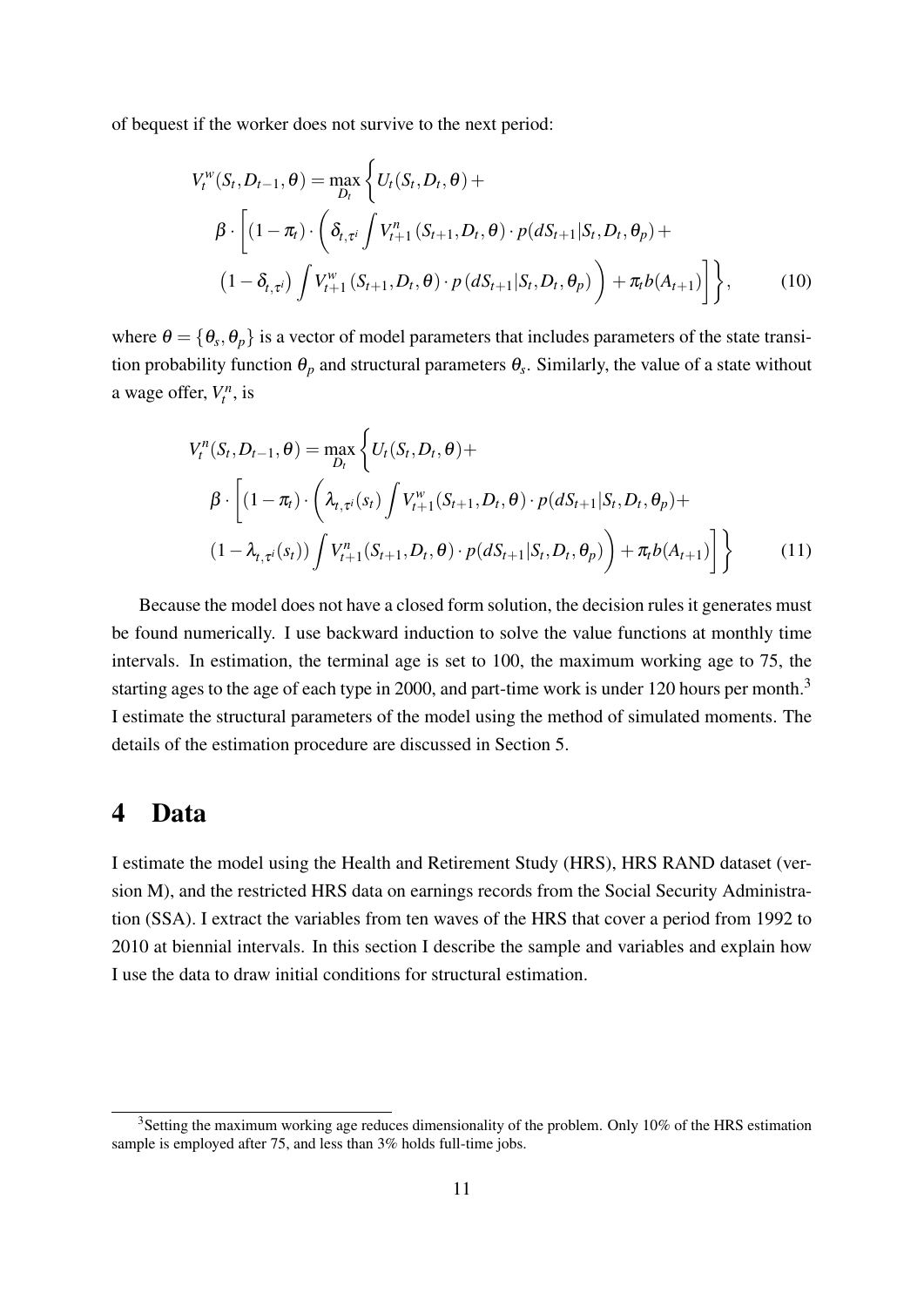of bequest if the worker does not survive to the next period:

$$
\begin{aligned}
V_t^w(S_t, D_{t-1}, \theta) = \max_{D_t} \Bigg\{ & U_t(S_t, D_t, \theta) + \\
& \beta \cdot \Bigg[ (1-\pi_t) \cdot \Bigg( \delta_{t,\tau^i} \int V_{t+1}^n (S_{t+1}, D_t, \theta) \cdot p(dS_{t+1} | S_t, D_t, \theta_p) + \\
& \left(1 - \delta_{t,\tau^i}\right) \int V_{t+1}^w (S_{t+1}, D_t, \theta) \cdot p(dS_{t+1} | S_t, D_t, \theta_p) \Bigg) + \pi_t b(A_{t+1}) \Bigg] \Bigg\}, \qquad (10)
\end{aligned}
$$

where $\theta = \{\theta_s, \theta_p\}$ is a vector of model parameters that includes parameters of the state transition probability function $\theta_p$ and structural parameters $\theta_s$. Similarly, the value of a state without a wage offer, $V_t^n$, is

$$
\begin{aligned}
V_t^n(S_t, D_{t-1}, \theta) = \max_{D_t} \Bigg\{ & U_t(S_t, D_t, \theta) + \\
& \beta \cdot \Bigg[ (1-\pi_t) \cdot \Bigg( \lambda_{t,\tau^i}(s_t) \int V_{t+1}^w (S_{t+1}, D_t, \theta) \cdot p(dS_{t+1} | S_t, D_t, \theta_p) + \\
& (1 - \lambda_{t,\tau^i}(s_t)) \int V_{t+1}^n (S_{t+1}, D_t, \theta) \cdot p(dS_{t+1} | S_t, D_t, \theta_p) \Bigg) + \pi_t b(A_{t+1}) \Bigg] \Bigg\} \qquad (11)
\end{aligned}
$$

Because the model does not have a closed form solution, the decision rules it generates must be found numerically. I use backward induction to solve the value functions at monthly time intervals. In estimation, the terminal age is set to 100, the maximum working age to 75, the starting ages to the age of each type in 2000, and part-time work is under 120 hours per month.[3] I estimate the structural parameters of the model using the method of simulated moments. The details of the estimation procedure are discussed in Section 5.

# 4 Data

I estimate the model using the Health and Retirement Study (HRS), HRS RAND dataset (version M), and the restricted HRS data on earnings records from the Social Security Administration (SSA). I extract the variables from ten waves of the HRS that cover a period from 1992 to 2010 at biennial intervals. In this section I describe the sample and variables and explain how I use the data to draw initial conditions for structural estimation.

[3] Setting the maximum working age reduces dimensionality of the problem. Only 10% of the HRS estimation sample is employed after 75, and less than 3% holds full-time jobs.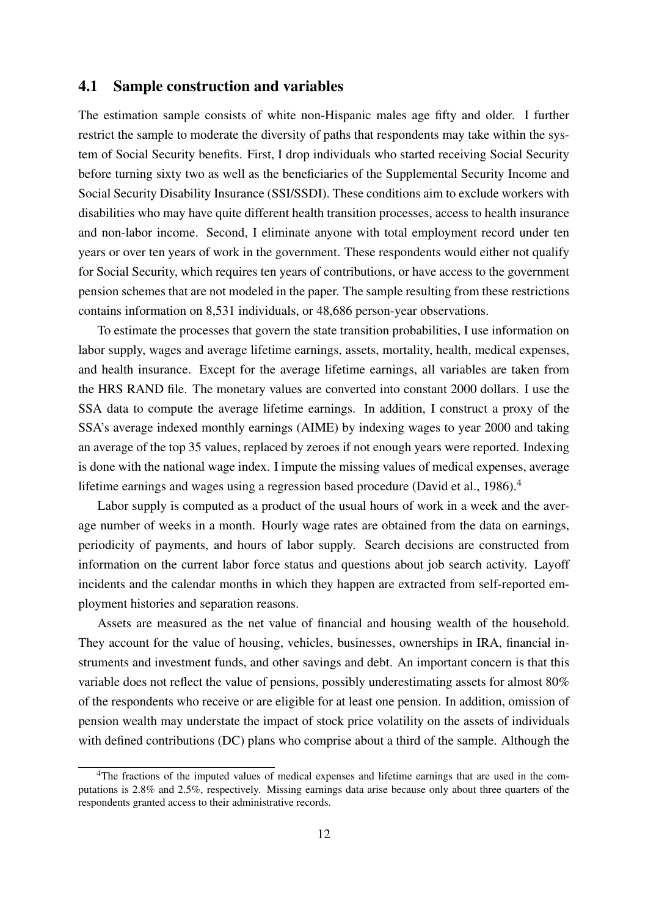## 4.1 Sample construction and variables

The estimation sample consists of white non-Hispanic males age fifty and older. I further restrict the sample to moderate the diversity of paths that respondents may take within the system of Social Security benefits. First, I drop individuals who started receiving Social Security before turning sixty two as well as the beneficiaries of the Supplemental Security Income and Social Security Disability Insurance (SSI/SSDI). These conditions aim to exclude workers with disabilities who may have quite different health transition processes, access to health insurance and non-labor income. Second, I eliminate anyone with total employment record under ten years or over ten years of work in the government. These respondents would either not qualify for Social Security, which requires ten years of contributions, or have access to the government pension schemes that are not modeled in the paper. The sample resulting from these restrictions contains information on 8,531 individuals, or 48,686 person-year observations.

To estimate the processes that govern the state transition probabilities, I use information on labor supply, wages and average lifetime earnings, assets, mortality, health, medical expenses, and health insurance. Except for the average lifetime earnings, all variables are taken from the HRS RAND file. The monetary values are converted into constant 2000 dollars. I use the SSA data to compute the average lifetime earnings. In addition, I construct a proxy of the SSA's average indexed monthly earnings (AIME) by indexing wages to year 2000 and taking an average of the top 35 values, replaced by zeroes if not enough years were reported. Indexing is done with the national wage index. I impute the missing values of medical expenses, average lifetime earnings and wages using a regression based procedure (David et al., 1986).[4]

Labor supply is computed as a product of the usual hours of work in a week and the average number of weeks in a month. Hourly wage rates are obtained from the data on earnings, periodicity of payments, and hours of labor supply. Search decisions are constructed from information on the current labor force status and questions about job search activity. Layoff incidents and the calendar months in which they happen are extracted from self-reported employment histories and separation reasons.

Assets are measured as the net value of financial and housing wealth of the household. They account for the value of housing, vehicles, businesses, ownerships in IRA, financial instruments and investment funds, and other savings and debt. An important concern is that this variable does not reflect the value of pensions, possibly underestimating assets for almost 80% of the respondents who receive or are eligible for at least one pension. In addition, omission of pension wealth may understate the impact of stock price volatility on the assets of individuals with defined contributions (DC) plans who comprise about a third of the sample. Although the

[4] The fractions of the imputed values of medical expenses and lifetime earnings that are used in the computations is 2.8% and 2.5%, respectively. Missing earnings data arise because only about three quarters of the respondents granted access to their administrative records.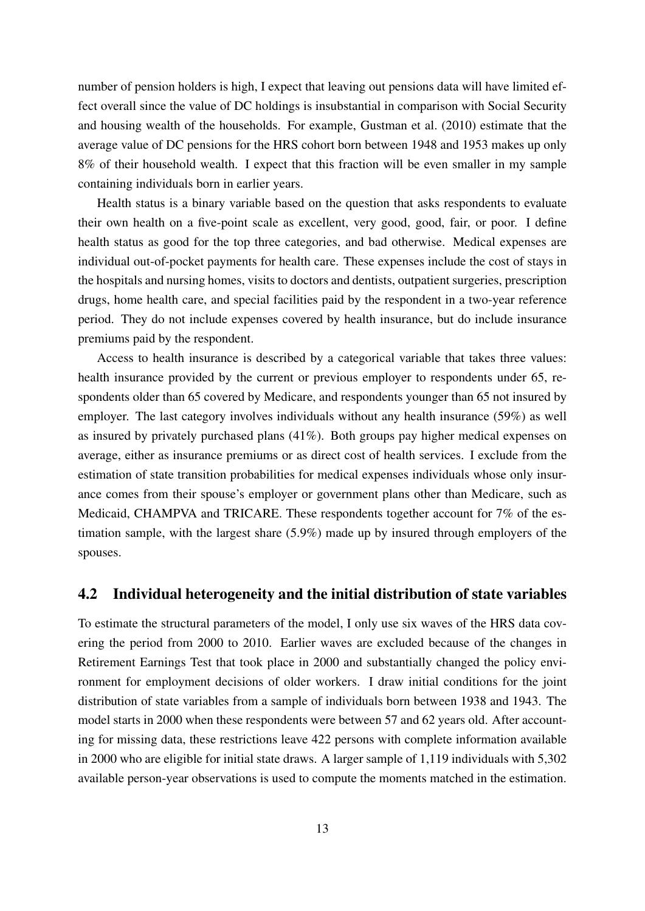number of pension holders is high, I expect that leaving out pensions data will have limited effect overall since the value of DC holdings is insubstantial in comparison with Social Security and housing wealth of the households. For example, Gustman et al. (2010) estimate that the average value of DC pensions for the HRS cohort born between 1948 and 1953 makes up only 8% of their household wealth. I expect that this fraction will be even smaller in my sample containing individuals born in earlier years.

Health status is a binary variable based on the question that asks respondents to evaluate their own health on a five-point scale as excellent, very good, good, fair, or poor. I define health status as good for the top three categories, and bad otherwise. Medical expenses are individual out-of-pocket payments for health care. These expenses include the cost of stays in the hospitals and nursing homes, visits to doctors and dentists, outpatient surgeries, prescription drugs, home health care, and special facilities paid by the respondent in a two-year reference period. They do not include expenses covered by health insurance, but do include insurance premiums paid by the respondent.

Access to health insurance is described by a categorical variable that takes three values: health insurance provided by the current or previous employer to respondents under 65, respondents older than 65 covered by Medicare, and respondents younger than 65 not insured by employer. The last category involves individuals without any health insurance (59%) as well as insured by privately purchased plans (41%). Both groups pay higher medical expenses on average, either as insurance premiums or as direct cost of health services. I exclude from the estimation of state transition probabilities for medical expenses individuals whose only insurance comes from their spouse's employer or government plans other than Medicare, such as Medicaid, CHAMPVA and TRICARE. These respondents together account for 7% of the estimation sample, with the largest share (5.9%) made up by insured through employers of the spouses.

## 4.2 Individual heterogeneity and the initial distribution of state variables

To estimate the structural parameters of the model, I only use six waves of the HRS data covering the period from 2000 to 2010. Earlier waves are excluded because of the changes in Retirement Earnings Test that took place in 2000 and substantially changed the policy environment for employment decisions of older workers. I draw initial conditions for the joint distribution of state variables from a sample of individuals born between 1938 and 1943. The model starts in 2000 when these respondents were between 57 and 62 years old. After accounting for missing data, these restrictions leave 422 persons with complete information available in 2000 who are eligible for initial state draws. A larger sample of 1,119 individuals with 5,302 available person-year observations is used to compute the moments matched in the estimation.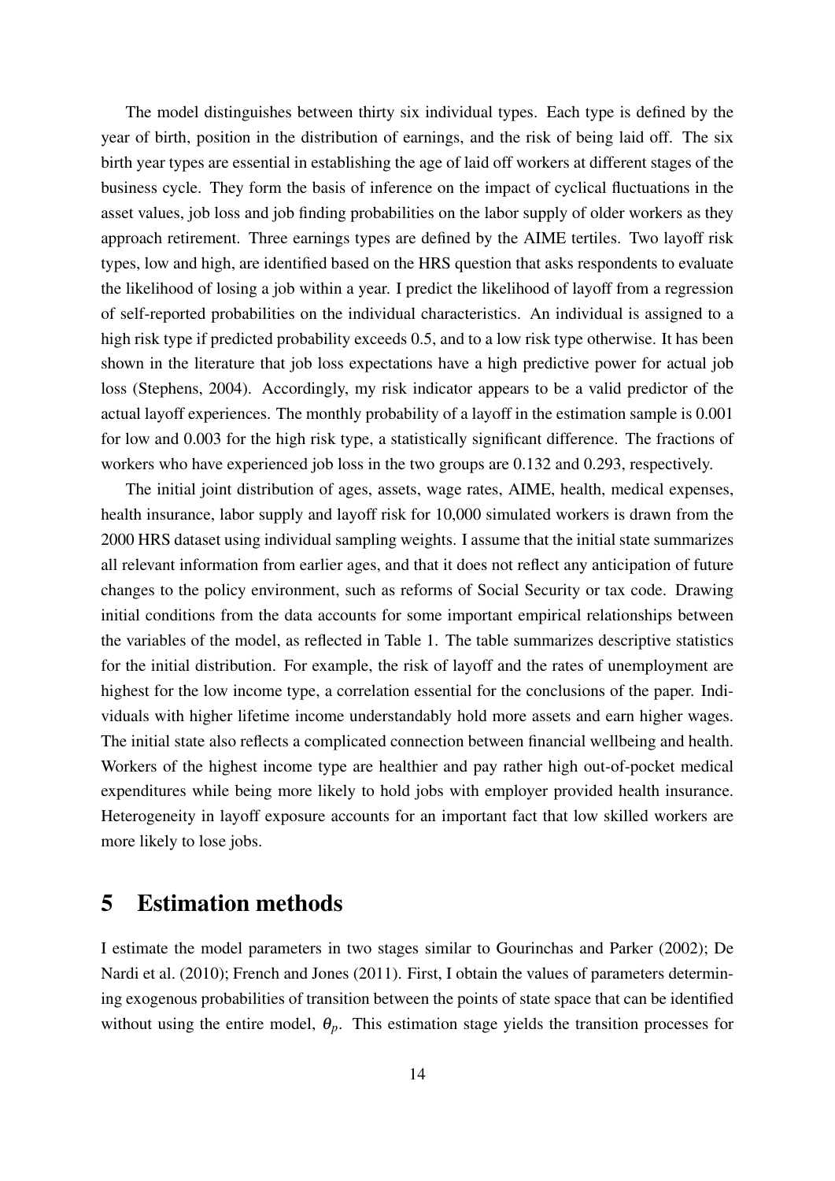The model distinguishes between thirty six individual types. Each type is defined by the year of birth, position in the distribution of earnings, and the risk of being laid off. The six birth year types are essential in establishing the age of laid off workers at different stages of the business cycle. They form the basis of inference on the impact of cyclical fluctuations in the asset values, job loss and job finding probabilities on the labor supply of older workers as they approach retirement. Three earnings types are defined by the AIME tertiles. Two layoff risk types, low and high, are identified based on the HRS question that asks respondents to evaluate the likelihood of losing a job within a year. I predict the likelihood of layoff from a regression of self-reported probabilities on the individual characteristics. An individual is assigned to a high risk type if predicted probability exceeds 0.5, and to a low risk type otherwise. It has been shown in the literature that job loss expectations have a high predictive power for actual job loss (Stephens, 2004). Accordingly, my risk indicator appears to be a valid predictor of the actual layoff experiences. The monthly probability of a layoff in the estimation sample is 0.001 for low and 0.003 for the high risk type, a statistically significant difference. The fractions of workers who have experienced job loss in the two groups are 0.132 and 0.293, respectively.

The initial joint distribution of ages, assets, wage rates, AIME, health, medical expenses, health insurance, labor supply and layoff risk for 10,000 simulated workers is drawn from the 2000 HRS dataset using individual sampling weights. I assume that the initial state summarizes all relevant information from earlier ages, and that it does not reflect any anticipation of future changes to the policy environment, such as reforms of Social Security or tax code. Drawing initial conditions from the data accounts for some important empirical relationships between the variables of the model, as reflected in Table 1. The table summarizes descriptive statistics for the initial distribution. For example, the risk of layoff and the rates of unemployment are highest for the low income type, a correlation essential for the conclusions of the paper. Individuals with higher lifetime income understandably hold more assets and earn higher wages. The initial state also reflects a complicated connection between financial wellbeing and health. Workers of the highest income type are healthier and pay rather high out-of-pocket medical expenditures while being more likely to hold jobs with employer provided health insurance. Heterogeneity in layoff exposure accounts for an important fact that low skilled workers are more likely to lose jobs.

# 5 Estimation methods

I estimate the model parameters in two stages similar to Gourinchas and Parker (2002); De Nardi et al. (2010); French and Jones (2011). First, I obtain the values of parameters determining exogenous probabilities of transition between the points of state space that can be identified without using the entire model, $\theta_p$. This estimation stage yields the transition processes for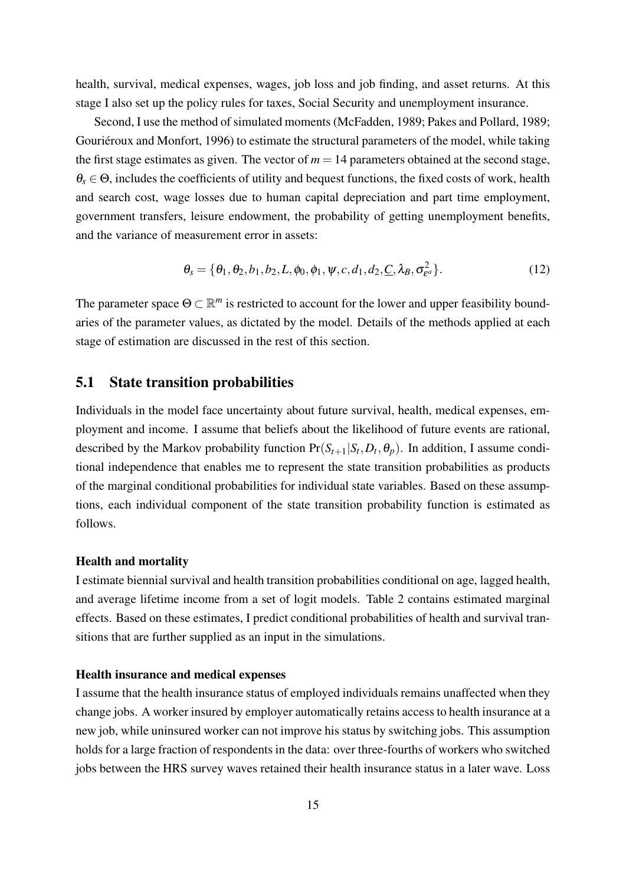health, survival, medical expenses, wages, job loss and job finding, and asset returns. At this stage I also set up the policy rules for taxes, Social Security and unemployment insurance.

Second, I use the method of simulated moments (McFadden, 1989; Pakes and Pollard, 1989; Gouriéroux and Monfort, 1996) to estimate the structural parameters of the model, while taking the first stage estimates as given. The vector of $m = 14$ parameters obtained at the second stage, $\theta_s \in \Theta$, includes the coefficients of utility and bequest functions, the fixed costs of work, health and search cost, wage losses due to human capital depreciation and part time employment, government transfers, leisure endowment, the probability of getting unemployment benefits, and the variance of measurement error in assets:

$$\theta_s = \{\theta_1, \theta_2, b_1, b_2, L, \phi_0, \phi_1, \psi, c, d_1, d_2, \underline{C}, \lambda_B, \sigma^2_{\varepsilon^a}\}. \tag{12}$$

The parameter space $\Theta \subset \mathbb{R}^m$ is restricted to account for the lower and upper feasibility boundaries of the parameter values, as dictated by the model. Details of the methods applied at each stage of estimation are discussed in the rest of this section.

## 5.1 State transition probabilities

Individuals in the model face uncertainty about future survival, health, medical expenses, employment and income. I assume that beliefs about the likelihood of future events are rational, described by the Markov probability function $\Pr(S_{t+1}|S_t, D_t, \theta_p)$. In addition, I assume conditional independence that enables me to represent the state transition probabilities as products of the marginal conditional probabilities for individual state variables. Based on these assumptions, each individual component of the state transition probability function is estimated as follows.

**Health and mortality**

I estimate biennial survival and health transition probabilities conditional on age, lagged health, and average lifetime income from a set of logit models. Table 2 contains estimated marginal effects. Based on these estimates, I predict conditional probabilities of health and survival transitions that are further supplied as an input in the simulations.

**Health insurance and medical expenses**

I assume that the health insurance status of employed individuals remains unaffected when they change jobs. A worker insured by employer automatically retains access to health insurance at a new job, while uninsured worker can not improve his status by switching jobs. This assumption holds for a large fraction of respondents in the data: over three-fourths of workers who switched jobs between the HRS survey waves retained their health insurance status in a later wave. Loss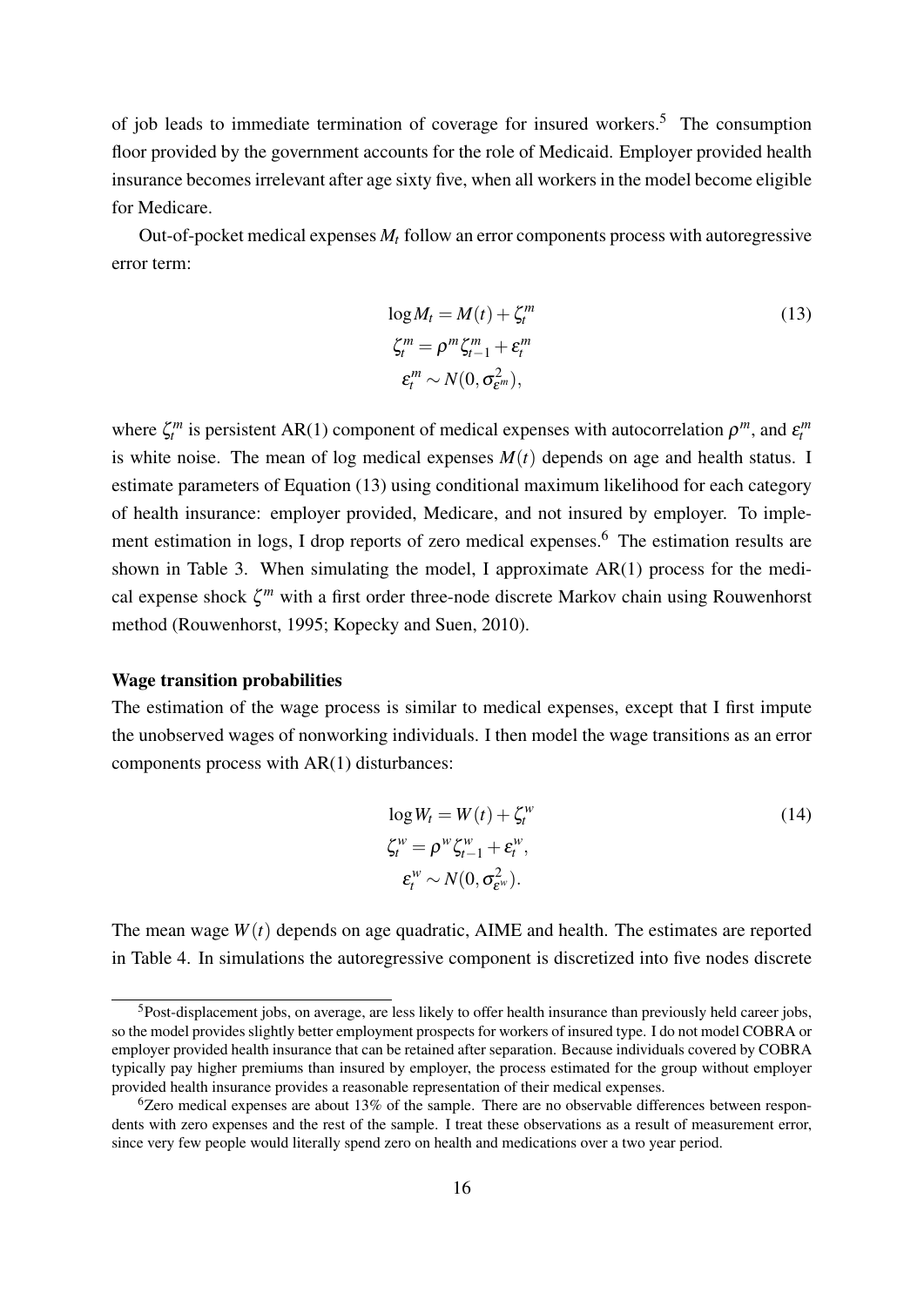of job leads to immediate termination of coverage for insured workers.[5] The consumption floor provided by the government accounts for the role of Medicaid. Employer provided health insurance becomes irrelevant after age sixty five, when all workers in the model become eligible for Medicare.

Out-of-pocket medical expenses $M_t$ follow an error components process with autoregressive error term:

$$
\begin{aligned}
\log M_t &= M(t) + \zeta_t^m \\
\zeta_t^m &= \rho^m \zeta_{t-1}^m + \varepsilon_t^m \\
\varepsilon_t^m &\sim N(0, \sigma_{\varepsilon^m}^2),
\end{aligned}
\tag{13}
$$

where $\zeta_t^m$ is persistent AR(1) component of medical expenses with autocorrelation $\rho^m$, and $\varepsilon_t^m$ is white noise. The mean of log medical expenses $M(t)$ depends on age and health status. I estimate parameters of Equation (13) using conditional maximum likelihood for each category of health insurance: employer provided, Medicare, and not insured by employer. To implement estimation in logs, I drop reports of zero medical expenses.[6] The estimation results are shown in Table 3. When simulating the model, I approximate AR(1) process for the medical expense shock $\zeta^m$ with a first order three-node discrete Markov chain using Rouwenhorst method (Rouwenhorst, 1995; Kopecky and Suen, 2010).

**Wage transition probabilities**

The estimation of the wage process is similar to medical expenses, except that I first impute the unobserved wages of nonworking individuals. I then model the wage transitions as an error components process with AR(1) disturbances:

$$
\begin{aligned}
\log W_t &= W(t) + \zeta_t^w \\
\zeta_t^w &= \rho^w \zeta_{t-1}^w + \varepsilon_t^w, \\
\varepsilon_t^w &\sim N(0, \sigma_{\varepsilon^w}^2).
\end{aligned}
\tag{14}
$$

The mean wage $W(t)$ depends on age quadratic, AIME and health. The estimates are reported in Table 4. In simulations the autoregressive component is discretized into five nodes discrete

---

[5] Post-displacement jobs, on average, are less likely to offer health insurance than previously held career jobs, so the model provides slightly better employment prospects for workers of insured type. I do not model COBRA or employer provided health insurance that can be retained after separation. Because individuals covered by COBRA typically pay higher premiums than insured by employer, the process estimated for the group without employer provided health insurance provides a reasonable representation of their medical expenses.

[6] Zero medical expenses are about 13% of the sample. There are no observable differences between respondents with zero expenses and the rest of the sample. I treat these observations as a result of measurement error, since very few people would literally spend zero on health and medications over a two year period.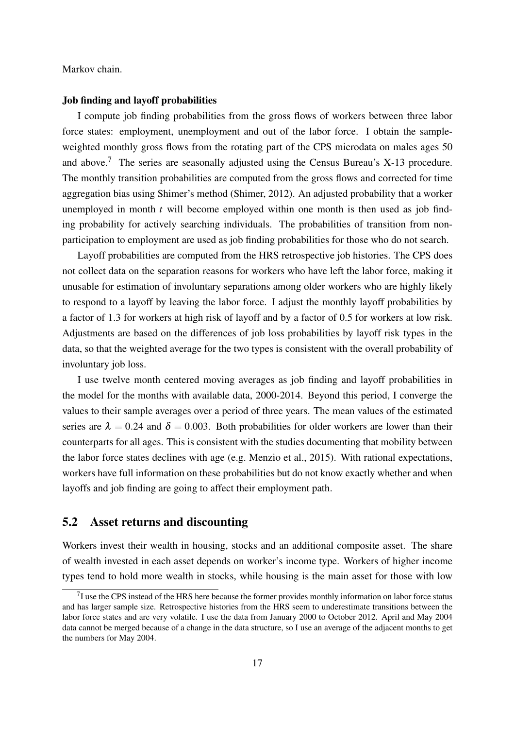Markov chain.

**Job finding and layoff probabilities**

I compute job finding probabilities from the gross flows of workers between three labor force states: employment, unemployment and out of the labor force. I obtain the sample-weighted monthly gross flows from the rotating part of the CPS microdata on males ages 50 and above.[7] The series are seasonally adjusted using the Census Bureau's X-13 procedure. The monthly transition probabilities are computed from the gross flows and corrected for time aggregation bias using Shimer's method (Shimer, 2012). An adjusted probability that a worker unemployed in month $t$ will become employed within one month is then used as job finding probability for actively searching individuals. The probabilities of transition from non-participation to employment are used as job finding probabilities for those who do not search.

Layoff probabilities are computed from the HRS retrospective job histories. The CPS does not collect data on the separation reasons for workers who have left the labor force, making it unusable for estimation of involuntary separations among older workers who are highly likely to respond to a layoff by leaving the labor force. I adjust the monthly layoff probabilities by a factor of 1.3 for workers at high risk of layoff and by a factor of 0.5 for workers at low risk. Adjustments are based on the differences of job loss probabilities by layoff risk types in the data, so that the weighted average for the two types is consistent with the overall probability of involuntary job loss.

I use twelve month centered moving averages as job finding and layoff probabilities in the model for the months with available data, 2000-2014. Beyond this period, I converge the values to their sample averages over a period of three years. The mean values of the estimated series are $\lambda = 0.24$ and $\delta = 0.003$. Both probabilities for older workers are lower than their counterparts for all ages. This is consistent with the studies documenting that mobility between the labor force states declines with age (e.g. Menzio et al., 2015). With rational expectations, workers have full information on these probabilities but do not know exactly whether and when layoffs and job finding are going to affect their employment path.

## 5.2 Asset returns and discounting

Workers invest their wealth in housing, stocks and an additional composite asset. The share of wealth invested in each asset depends on worker's income type. Workers of higher income types tend to hold more wealth in stocks, while housing is the main asset for those with low

[7] I use the CPS instead of the HRS here because the former provides monthly information on labor force status and has larger sample size. Retrospective histories from the HRS seem to underestimate transitions between the labor force states and are very volatile. I use the data from January 2000 to October 2012. April and May 2004 data cannot be merged because of a change in the data structure, so I use an average of the adjacent months to get the numbers for May 2004.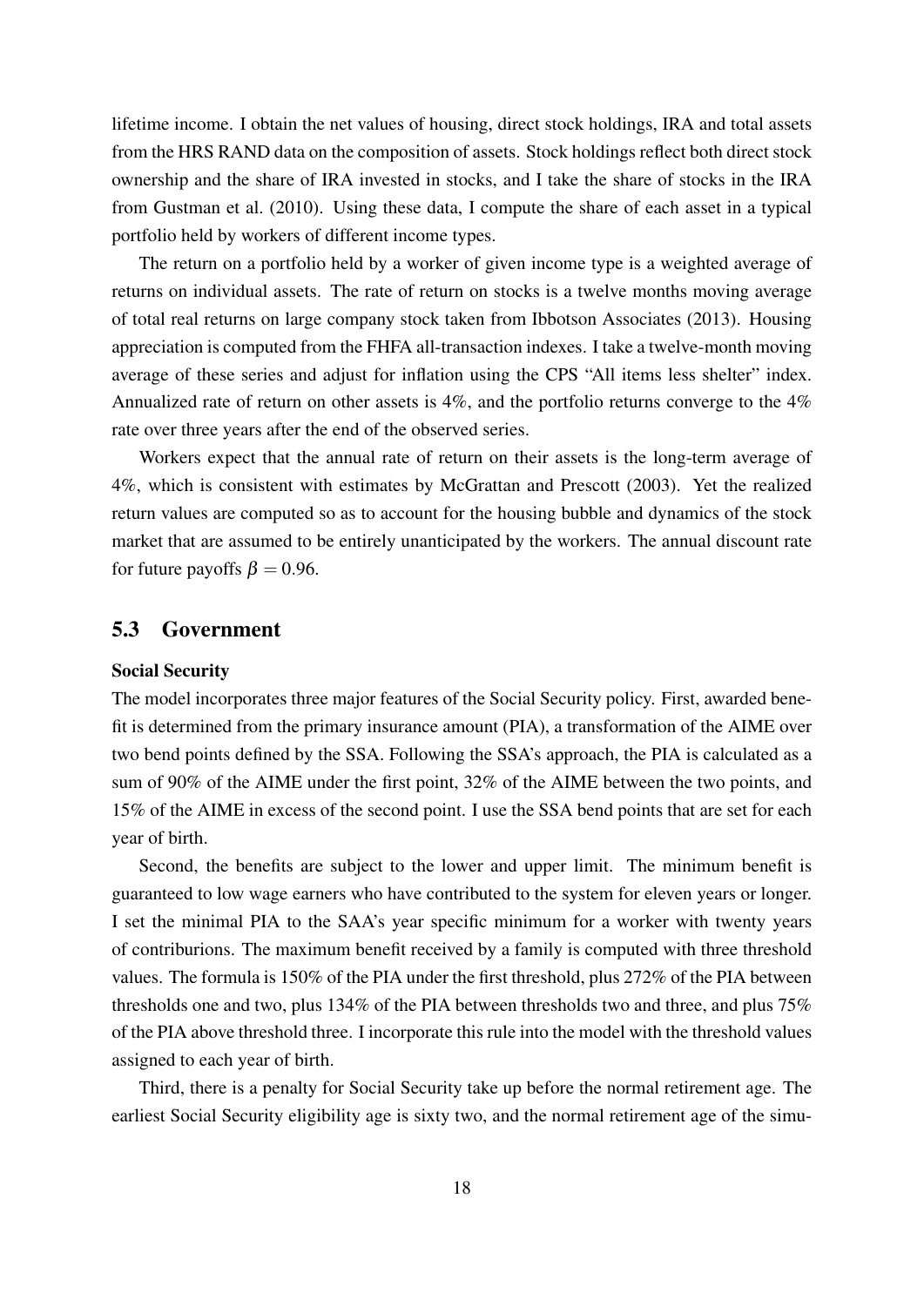lifetime income. I obtain the net values of housing, direct stock holdings, IRA and total assets from the HRS RAND data on the composition of assets. Stock holdings reflect both direct stock ownership and the share of IRA invested in stocks, and I take the share of stocks in the IRA from Gustman et al. (2010). Using these data, I compute the share of each asset in a typical portfolio held by workers of different income types.

The return on a portfolio held by a worker of given income type is a weighted average of returns on individual assets. The rate of return on stocks is a twelve months moving average of total real returns on large company stock taken from Ibbotson Associates (2013). Housing appreciation is computed from the FHFA all-transaction indexes. I take a twelve-month moving average of these series and adjust for inflation using the CPS "All items less shelter" index. Annualized rate of return on other assets is 4%, and the portfolio returns converge to the 4% rate over three years after the end of the observed series.

Workers expect that the annual rate of return on their assets is the long-term average of 4%, which is consistent with estimates by McGrattan and Prescott (2003). Yet the realized return values are computed so as to account for the housing bubble and dynamics of the stock market that are assumed to be entirely unanticipated by the workers. The annual discount rate for future payoffs $\beta = 0.96$.

## 5.3 Government

**Social Security**

The model incorporates three major features of the Social Security policy. First, awarded benefit is determined from the primary insurance amount (PIA), a transformation of the AIME over two bend points defined by the SSA. Following the SSA's approach, the PIA is calculated as a sum of 90% of the AIME under the first point, 32% of the AIME between the two points, and 15% of the AIME in excess of the second point. I use the SSA bend points that are set for each year of birth.

Second, the benefits are subject to the lower and upper limit. The minimum benefit is guaranteed to low wage earners who have contributed to the system for eleven years or longer. I set the minimal PIA to the SAA's year specific minimum for a worker with twenty years of contriburions. The maximum benefit received by a family is computed with three threshold values. The formula is 150% of the PIA under the first threshold, plus 272% of the PIA between thresholds one and two, plus 134% of the PIA between thresholds two and three, and plus 75% of the PIA above threshold three. I incorporate this rule into the model with the threshold values assigned to each year of birth.

Third, there is a penalty for Social Security take up before the normal retirement age. The earliest Social Security eligibility age is sixty two, and the normal retirement age of the simu-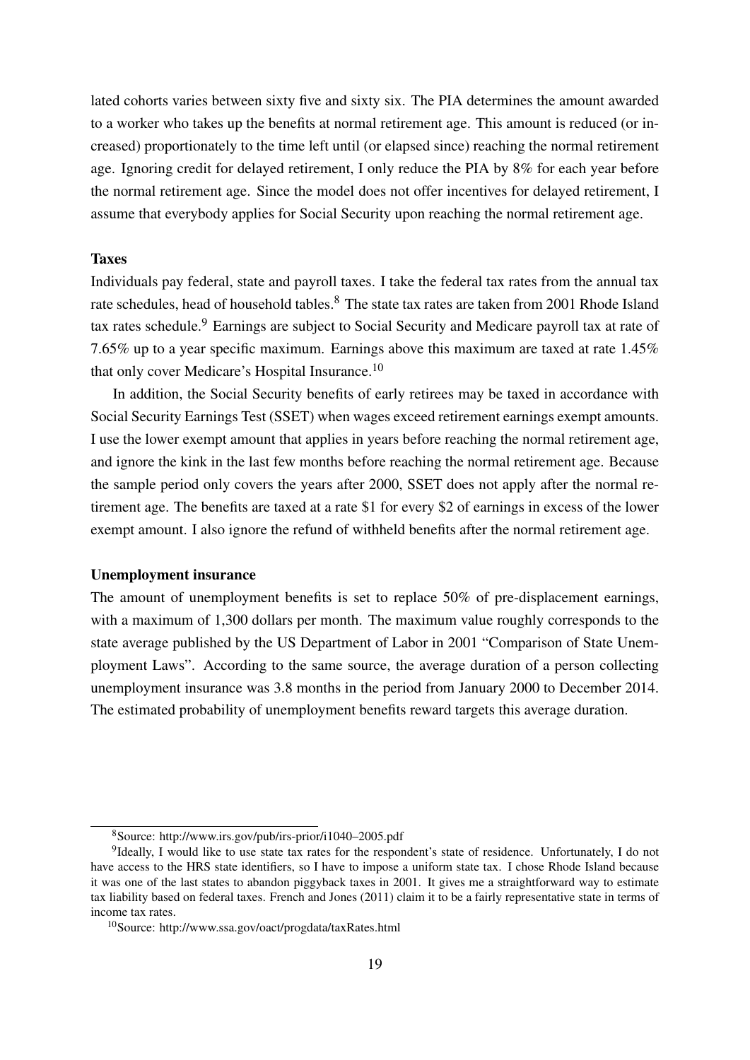lated cohorts varies between sixty five and sixty six. The PIA determines the amount awarded to a worker who takes up the benefits at normal retirement age. This amount is reduced (or increased) proportionately to the time left until (or elapsed since) reaching the normal retirement age. Ignoring credit for delayed retirement, I only reduce the PIA by 8% for each year before the normal retirement age. Since the model does not offer incentives for delayed retirement, I assume that everybody applies for Social Security upon reaching the normal retirement age.

**Taxes**

Individuals pay federal, state and payroll taxes. I take the federal tax rates from the annual tax rate schedules, head of household tables.[8] The state tax rates are taken from 2001 Rhode Island tax rates schedule.[9] Earnings are subject to Social Security and Medicare payroll tax at rate of 7.65% up to a year specific maximum. Earnings above this maximum are taxed at rate 1.45% that only cover Medicare's Hospital Insurance.[10]

In addition, the Social Security benefits of early retirees may be taxed in accordance with Social Security Earnings Test (SSET) when wages exceed retirement earnings exempt amounts. I use the lower exempt amount that applies in years before reaching the normal retirement age, and ignore the kink in the last few months before reaching the normal retirement age. Because the sample period only covers the years after 2000, SSET does not apply after the normal retirement age. The benefits are taxed at a rate \$1 for every \$2 of earnings in excess of the lower exempt amount. I also ignore the refund of withheld benefits after the normal retirement age.

**Unemployment insurance**

The amount of unemployment benefits is set to replace 50% of pre-displacement earnings, with a maximum of 1,300 dollars per month. The maximum value roughly corresponds to the state average published by the US Department of Labor in 2001 "Comparison of State Unemployment Laws". According to the same source, the average duration of a person collecting unemployment insurance was 3.8 months in the period from January 2000 to December 2014. The estimated probability of unemployment benefits reward targets this average duration.

---

[8] Source: http://www.irs.gov/pub/irs-prior/i1040–2005.pdf

[9] Ideally, I would like to use state tax rates for the respondent's state of residence. Unfortunately, I do not have access to the HRS state identifiers, so I have to impose a uniform state tax. I chose Rhode Island because it was one of the last states to abandon piggyback taxes in 2001. It gives me a straightforward way to estimate tax liability based on federal taxes. French and Jones (2011) claim it to be a fairly representative state in terms of income tax rates.

[10] Source: http://www.ssa.gov/oact/progdata/taxRates.html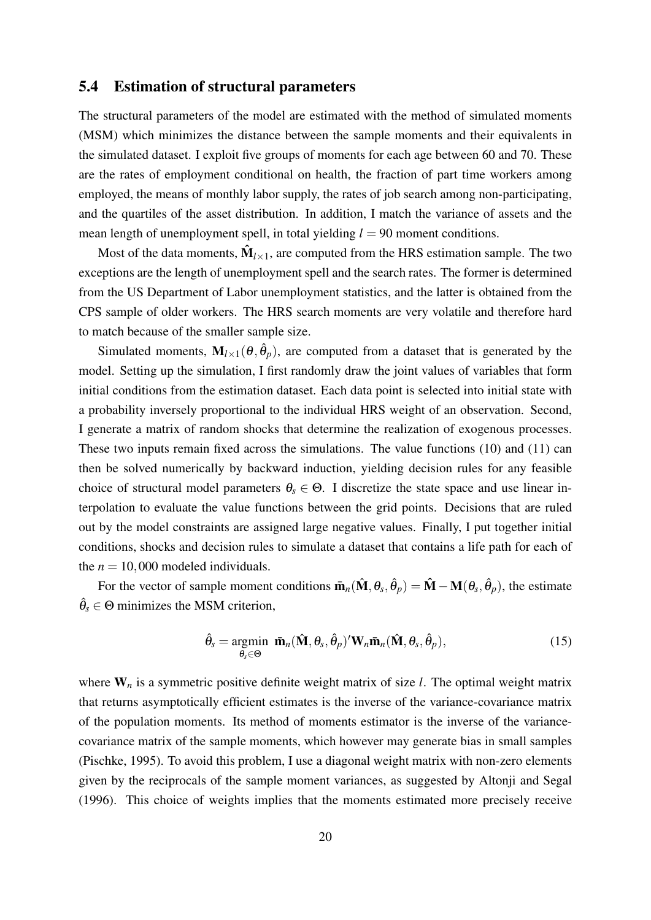## 5.4 Estimation of structural parameters

The structural parameters of the model are estimated with the method of simulated moments (MSM) which minimizes the distance between the sample moments and their equivalents in the simulated dataset. I exploit five groups of moments for each age between 60 and 70. These are the rates of employment conditional on health, the fraction of part time workers among employed, the means of monthly labor supply, the rates of job search among non-participating, and the quartiles of the asset distribution. In addition, I match the variance of assets and the mean length of unemployment spell, in total yielding $l = 90$ moment conditions.

Most of the data moments, $\hat{\mathbf{M}}_{l\times 1}$, are computed from the HRS estimation sample. The two exceptions are the length of unemployment spell and the search rates. The former is determined from the US Department of Labor unemployment statistics, and the latter is obtained from the CPS sample of older workers. The HRS search moments are very volatile and therefore hard to match because of the smaller sample size.

Simulated moments, $\mathbf{M}_{l\times 1}(\theta, \hat{\theta}_p)$, are computed from a dataset that is generated by the model. Setting up the simulation, I first randomly draw the joint values of variables that form initial conditions from the estimation dataset. Each data point is selected into initial state with a probability inversely proportional to the individual HRS weight of an observation. Second, I generate a matrix of random shocks that determine the realization of exogenous processes. These two inputs remain fixed across the simulations. The value functions (10) and (11) can then be solved numerically by backward induction, yielding decision rules for any feasible choice of structural model parameters $\theta_s \in \Theta$. I discretize the state space and use linear interpolation to evaluate the value functions between the grid points. Decisions that are ruled out by the model constraints are assigned large negative values. Finally, I put together initial conditions, shocks and decision rules to simulate a dataset that contains a life path for each of the $n = 10,000$ modeled individuals.

For the vector of sample moment conditions $\bar{\mathbf{m}}_n(\hat{\mathbf{M}}, \theta_s, \hat{\theta}_p) = \hat{\mathbf{M}} - \mathbf{M}(\theta_s, \hat{\theta}_p)$, the estimate $\hat{\theta}_s \in \Theta$ minimizes the MSM criterion,

$$\hat{\theta}_s = \underset{\theta_s \in \Theta}{\operatorname{argmin}} \; \bar{\mathbf{m}}_n(\hat{\mathbf{M}}, \theta_s, \hat{\theta}_p)' \mathbf{W}_n \bar{\mathbf{m}}_n(\hat{\mathbf{M}}, \theta_s, \hat{\theta}_p), \tag{15}$$

where $\mathbf{W}_n$ is a symmetric positive definite weight matrix of size $l$. The optimal weight matrix that returns asymptotically efficient estimates is the inverse of the variance-covariance matrix of the population moments. Its method of moments estimator is the inverse of the variance-covariance matrix of the sample moments, which however may generate bias in small samples (Pischke, 1995). To avoid this problem, I use a diagonal weight matrix with non-zero elements given by the reciprocals of the sample moment variances, as suggested by Altonji and Segal (1996). This choice of weights implies that the moments estimated more precisely receive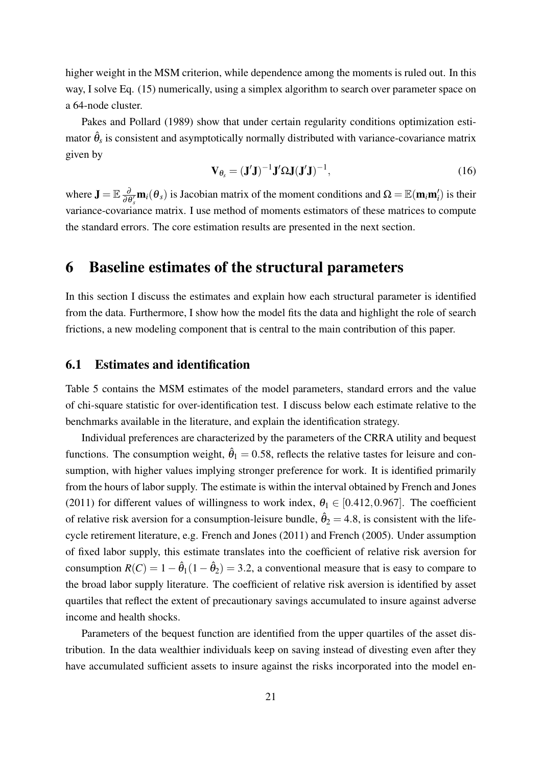higher weight in the MSM criterion, while dependence among the moments is ruled out. In this way, I solve Eq. (15) numerically, using a simplex algorithm to search over parameter space on a 64-node cluster.

Pakes and Pollard (1989) show that under certain regularity conditions optimization estimator $\hat{\theta}_s$ is consistent and asymptotically normally distributed with variance-covariance matrix given by

$$\mathbf{V}_{\theta_s} = (\mathbf{J}'\mathbf{J})^{-1}\mathbf{J}'\Omega\mathbf{J}(\mathbf{J}'\mathbf{J})^{-1}, \tag{16}$$

where $\mathbf{J} = \mathbb{E}\frac{\partial}{\partial \theta_s'}\mathbf{m}_i(\theta_s)$ is Jacobian matrix of the moment conditions and $\Omega = \mathbb{E}(\mathbf{m}_i\mathbf{m}_i')$ is their variance-covariance matrix. I use method of moments estimators of these matrices to compute the standard errors. The core estimation results are presented in the next section.

# 6 Baseline estimates of the structural parameters

In this section I discuss the estimates and explain how each structural parameter is identified from the data. Furthermore, I show how the model fits the data and highlight the role of search frictions, a new modeling component that is central to the main contribution of this paper.

## 6.1 Estimates and identification

Table 5 contains the MSM estimates of the model parameters, standard errors and the value of chi-square statistic for over-identification test. I discuss below each estimate relative to the benchmarks available in the literature, and explain the identification strategy.

Individual preferences are characterized by the parameters of the CRRA utility and bequest functions. The consumption weight, $\hat{\theta}_1 = 0.58$, reflects the relative tastes for leisure and consumption, with higher values implying stronger preference for work. It is identified primarily from the hours of labor supply. The estimate is within the interval obtained by French and Jones (2011) for different values of willingness to work index, $\theta_1 \in [0.412, 0.967]$. The coefficient of relative risk aversion for a consumption-leisure bundle, $\hat{\theta}_2 = 4.8$, is consistent with the life-cycle retirement literature, e.g. French and Jones (2011) and French (2005). Under assumption of fixed labor supply, this estimate translates into the coefficient of relative risk aversion for consumption $R(C) = 1 - \hat{\theta}_1(1 - \hat{\theta}_2) = 3.2$, a conventional measure that is easy to compare to the broad labor supply literature. The coefficient of relative risk aversion is identified by asset quartiles that reflect the extent of precautionary savings accumulated to insure against adverse income and health shocks.

Parameters of the bequest function are identified from the upper quartiles of the asset distribution. In the data wealthier individuals keep on saving instead of divesting even after they have accumulated sufficient assets to insure against the risks incorporated into the model en-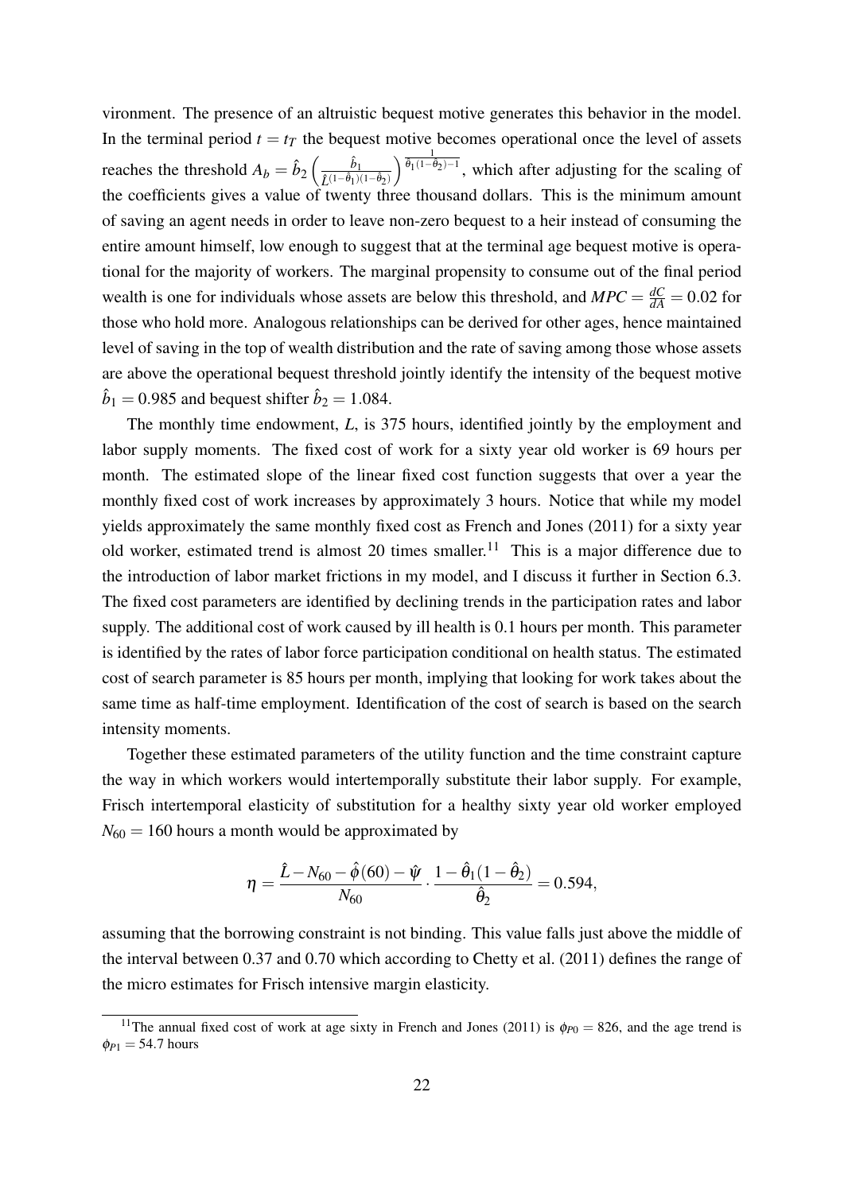vironment. The presence of an altruistic bequest motive generates this behavior in the model. In the terminal period $t = t_T$ the bequest motive becomes operational once the level of assets reaches the threshold $A_b = \hat{b}_2 \left( \frac{\hat{b}_1}{\hat{L}^{(1-\hat{\theta}_1)(1-\hat{\theta}_2)}} \right)^{\frac{1}{\hat{\theta}_1(1-\hat{\theta}_2)-1}}$, which after adjusting for the scaling of the coefficients gives a value of twenty three thousand dollars. This is the minimum amount of saving an agent needs in order to leave non-zero bequest to a heir instead of consuming the entire amount himself, low enough to suggest that at the terminal age bequest motive is operational for the majority of workers. The marginal propensity to consume out of the final period wealth is one for individuals whose assets are below this threshold, and $MPC = \frac{dC}{dA} = 0.02$ for those who hold more. Analogous relationships can be derived for other ages, hence maintained level of saving in the top of wealth distribution and the rate of saving among those whose assets are above the operational bequest threshold jointly identify the intensity of the bequest motive $\hat{b}_1 = 0.985$ and bequest shifter $\hat{b}_2 = 1.084$.

The monthly time endowment, $L$, is 375 hours, identified jointly by the employment and labor supply moments. The fixed cost of work for a sixty year old worker is 69 hours per month. The estimated slope of the linear fixed cost function suggests that over a year the monthly fixed cost of work increases by approximately 3 hours. Notice that while my model yields approximately the same monthly fixed cost as French and Jones (2011) for a sixty year old worker, estimated trend is almost 20 times smaller.[11] This is a major difference due to the introduction of labor market frictions in my model, and I discuss it further in Section 6.3. The fixed cost parameters are identified by declining trends in the participation rates and labor supply. The additional cost of work caused by ill health is 0.1 hours per month. This parameter is identified by the rates of labor force participation conditional on health status. The estimated cost of search parameter is 85 hours per month, implying that looking for work takes about the same time as half-time employment. Identification of the cost of search is based on the search intensity moments.

Together these estimated parameters of the utility function and the time constraint capture the way in which workers would intertemporally substitute their labor supply. For example, Frisch intertemporal elasticity of substitution for a healthy sixty year old worker employed $N_{60} = 160$ hours a month would be approximated by

$$\eta = \frac{\hat{L} - N_{60} - \hat{\phi}(60) - \hat{\psi}}{N_{60}} \cdot \frac{1 - \hat{\theta}_1(1 - \hat{\theta}_2)}{\hat{\theta}_2} = 0.594,$$

assuming that the borrowing constraint is not binding. This value falls just above the middle of the interval between 0.37 and 0.70 which according to Chetty et al. (2011) defines the range of the micro estimates for Frisch intensive margin elasticity.

[11] The annual fixed cost of work at age sixty in French and Jones (2011) is $\phi_{P0} = 826$, and the age trend is $\phi_{P1} = 54.7$ hours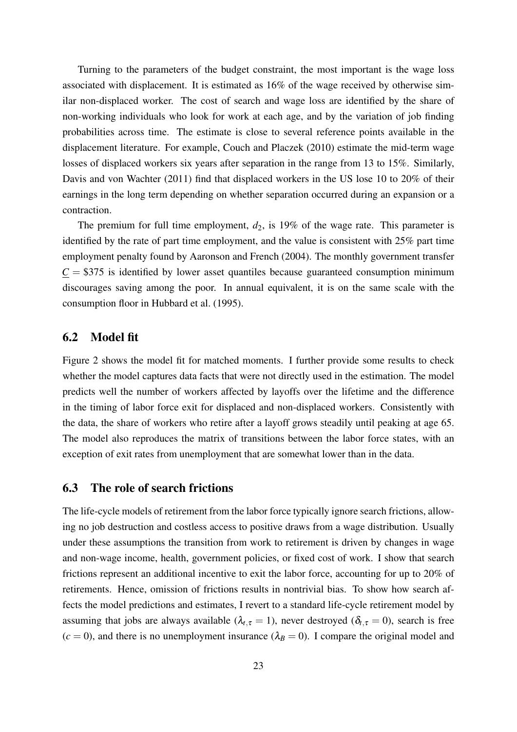Turning to the parameters of the budget constraint, the most important is the wage loss associated with displacement. It is estimated as 16% of the wage received by otherwise similar non-displaced worker. The cost of search and wage loss are identified by the share of non-working individuals who look for work at each age, and by the variation of job finding probabilities across time. The estimate is close to several reference points available in the displacement literature. For example, Couch and Placzek (2010) estimate the mid-term wage losses of displaced workers six years after separation in the range from 13 to 15%. Similarly, Davis and von Wachter (2011) find that displaced workers in the US lose 10 to 20% of their earnings in the long term depending on whether separation occurred during an expansion or a contraction.

The premium for full time employment, $d_2$, is 19% of the wage rate. This parameter is identified by the rate of part time employment, and the value is consistent with 25% part time employment penalty found by Aaronson and French (2004). The monthly government transfer $\underline{C}$ = \$375 is identified by lower asset quantiles because guaranteed consumption minimum discourages saving among the poor. In annual equivalent, it is on the same scale with the consumption floor in Hubbard et al. (1995).

## 6.2 Model fit

Figure 2 shows the model fit for matched moments. I further provide some results to check whether the model captures data facts that were not directly used in the estimation. The model predicts well the number of workers affected by layoffs over the lifetime and the difference in the timing of labor force exit for displaced and non-displaced workers. Consistently with the data, the share of workers who retire after a layoff grows steadily until peaking at age 65. The model also reproduces the matrix of transitions between the labor force states, with an exception of exit rates from unemployment that are somewhat lower than in the data.

## 6.3 The role of search frictions

The life-cycle models of retirement from the labor force typically ignore search frictions, allowing no job destruction and costless access to positive draws from a wage distribution. Usually under these assumptions the transition from work to retirement is driven by changes in wage and non-wage income, health, government policies, or fixed cost of work. I show that search frictions represent an additional incentive to exit the labor force, accounting for up to 20% of retirements. Hence, omission of frictions results in nontrivial bias. To show how search affects the model predictions and estimates, I revert to a standard life-cycle retirement model by assuming that jobs are always available ($\lambda_{t,\tau} = 1$), never destroyed ($\delta_{t,\tau} = 0$), search is free ($c = 0$), and there is no unemployment insurance ($\lambda_B = 0$). I compare the original model and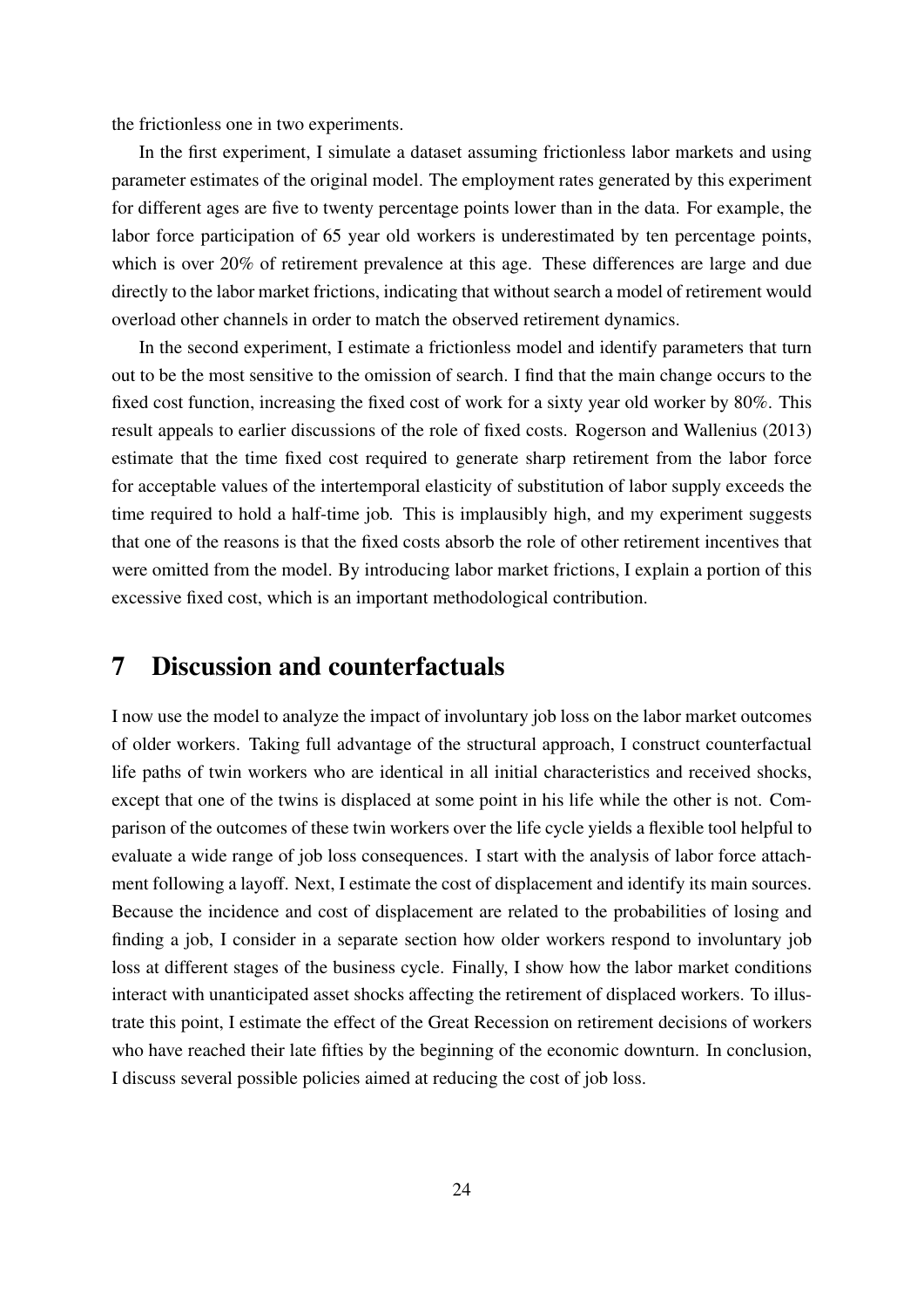the frictionless one in two experiments.

In the first experiment, I simulate a dataset assuming frictionless labor markets and using parameter estimates of the original model. The employment rates generated by this experiment for different ages are five to twenty percentage points lower than in the data. For example, the labor force participation of 65 year old workers is underestimated by ten percentage points, which is over 20% of retirement prevalence at this age. These differences are large and due directly to the labor market frictions, indicating that without search a model of retirement would overload other channels in order to match the observed retirement dynamics.

In the second experiment, I estimate a frictionless model and identify parameters that turn out to be the most sensitive to the omission of search. I find that the main change occurs to the fixed cost function, increasing the fixed cost of work for a sixty year old worker by 80%. This result appeals to earlier discussions of the role of fixed costs. Rogerson and Wallenius (2013) estimate that the time fixed cost required to generate sharp retirement from the labor force for acceptable values of the intertemporal elasticity of substitution of labor supply exceeds the time required to hold a half-time job. This is implausibly high, and my experiment suggests that one of the reasons is that the fixed costs absorb the role of other retirement incentives that were omitted from the model. By introducing labor market frictions, I explain a portion of this excessive fixed cost, which is an important methodological contribution.

# 7 Discussion and counterfactuals

I now use the model to analyze the impact of involuntary job loss on the labor market outcomes of older workers. Taking full advantage of the structural approach, I construct counterfactual life paths of twin workers who are identical in all initial characteristics and received shocks, except that one of the twins is displaced at some point in his life while the other is not. Comparison of the outcomes of these twin workers over the life cycle yields a flexible tool helpful to evaluate a wide range of job loss consequences. I start with the analysis of labor force attachment following a layoff. Next, I estimate the cost of displacement and identify its main sources. Because the incidence and cost of displacement are related to the probabilities of losing and finding a job, I consider in a separate section how older workers respond to involuntary job loss at different stages of the business cycle. Finally, I show how the labor market conditions interact with unanticipated asset shocks affecting the retirement of displaced workers. To illustrate this point, I estimate the effect of the Great Recession on retirement decisions of workers who have reached their late fifties by the beginning of the economic downturn. In conclusion, I discuss several possible policies aimed at reducing the cost of job loss.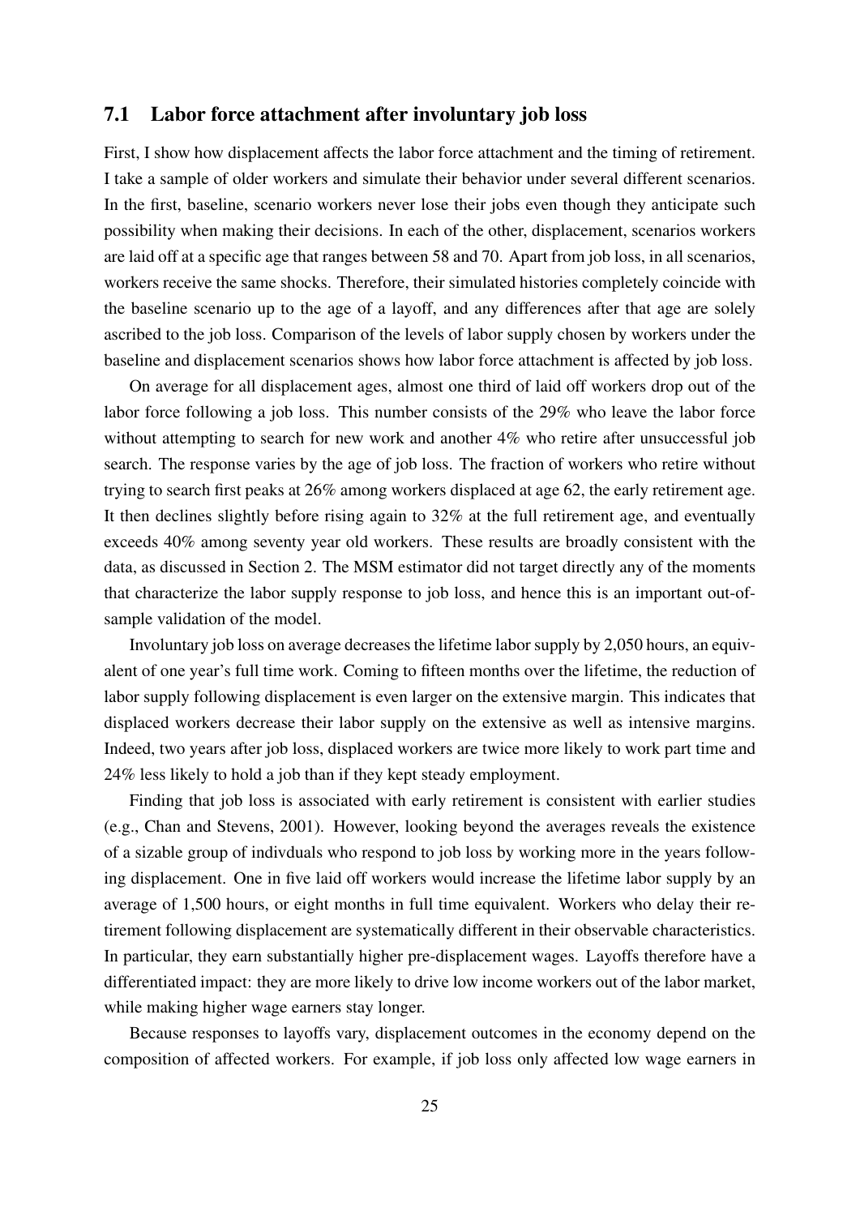## 7.1 Labor force attachment after involuntary job loss

First, I show how displacement affects the labor force attachment and the timing of retirement. I take a sample of older workers and simulate their behavior under several different scenarios. In the first, baseline, scenario workers never lose their jobs even though they anticipate such possibility when making their decisions. In each of the other, displacement, scenarios workers are laid off at a specific age that ranges between 58 and 70. Apart from job loss, in all scenarios, workers receive the same shocks. Therefore, their simulated histories completely coincide with the baseline scenario up to the age of a layoff, and any differences after that age are solely ascribed to the job loss. Comparison of the levels of labor supply chosen by workers under the baseline and displacement scenarios shows how labor force attachment is affected by job loss.

On average for all displacement ages, almost one third of laid off workers drop out of the labor force following a job loss. This number consists of the 29% who leave the labor force without attempting to search for new work and another 4% who retire after unsuccessful job search. The response varies by the age of job loss. The fraction of workers who retire without trying to search first peaks at 26% among workers displaced at age 62, the early retirement age. It then declines slightly before rising again to 32% at the full retirement age, and eventually exceeds 40% among seventy year old workers. These results are broadly consistent with the data, as discussed in Section 2. The MSM estimator did not target directly any of the moments that characterize the labor supply response to job loss, and hence this is an important out-of-sample validation of the model.

Involuntary job loss on average decreases the lifetime labor supply by 2,050 hours, an equivalent of one year's full time work. Coming to fifteen months over the lifetime, the reduction of labor supply following displacement is even larger on the extensive margin. This indicates that displaced workers decrease their labor supply on the extensive as well as intensive margins. Indeed, two years after job loss, displaced workers are twice more likely to work part time and 24% less likely to hold a job than if they kept steady employment.

Finding that job loss is associated with early retirement is consistent with earlier studies (e.g., Chan and Stevens, 2001). However, looking beyond the averages reveals the existence of a sizable group of indivduals who respond to job loss by working more in the years following displacement. One in five laid off workers would increase the lifetime labor supply by an average of 1,500 hours, or eight months in full time equivalent. Workers who delay their retirement following displacement are systematically different in their observable characteristics. In particular, they earn substantially higher pre-displacement wages. Layoffs therefore have a differentiated impact: they are more likely to drive low income workers out of the labor market, while making higher wage earners stay longer.

Because responses to layoffs vary, displacement outcomes in the economy depend on the composition of affected workers. For example, if job loss only affected low wage earners in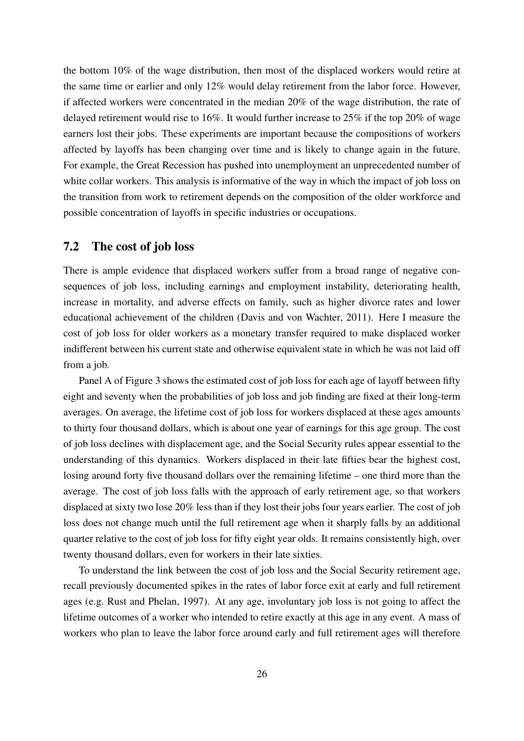the bottom 10% of the wage distribution, then most of the displaced workers would retire at the same time or earlier and only 12% would delay retirement from the labor force. However, if affected workers were concentrated in the median 20% of the wage distribution, the rate of delayed retirement would rise to 16%. It would further increase to 25% if the top 20% of wage earners lost their jobs. These experiments are important because the compositions of workers affected by layoffs has been changing over time and is likely to change again in the future. For example, the Great Recession has pushed into unemployment an unprecedented number of white collar workers. This analysis is informative of the way in which the impact of job loss on the transition from work to retirement depends on the composition of the older workforce and possible concentration of layoffs in specific industries or occupations.

## 7.2 The cost of job loss

There is ample evidence that displaced workers suffer from a broad range of negative consequences of job loss, including earnings and employment instability, deteriorating health, increase in mortality, and adverse effects on family, such as higher divorce rates and lower educational achievement of the children (Davis and von Wachter, 2011). Here I measure the cost of job loss for older workers as a monetary transfer required to make displaced worker indifferent between his current state and otherwise equivalent state in which he was not laid off from a job.

Panel A of Figure 3 shows the estimated cost of job loss for each age of layoff between fifty eight and seventy when the probabilities of job loss and job finding are fixed at their long-term averages. On average, the lifetime cost of job loss for workers displaced at these ages amounts to thirty four thousand dollars, which is about one year of earnings for this age group. The cost of job loss declines with displacement age, and the Social Security rules appear essential to the understanding of this dynamics. Workers displaced in their late fifties bear the highest cost, losing around forty five thousand dollars over the remaining lifetime – one third more than the average. The cost of job loss falls with the approach of early retirement age, so that workers displaced at sixty two lose 20% less than if they lost their jobs four years earlier. The cost of job loss does not change much until the full retirement age when it sharply falls by an additional quarter relative to the cost of job loss for fifty eight year olds. It remains consistently high, over twenty thousand dollars, even for workers in their late sixties.

To understand the link between the cost of job loss and the Social Security retirement age, recall previously documented spikes in the rates of labor force exit at early and full retirement ages (e.g. Rust and Phelan, 1997). At any age, involuntary job loss is not going to affect the lifetime outcomes of a worker who intended to retire exactly at this age in any event. A mass of workers who plan to leave the labor force around early and full retirement ages will therefore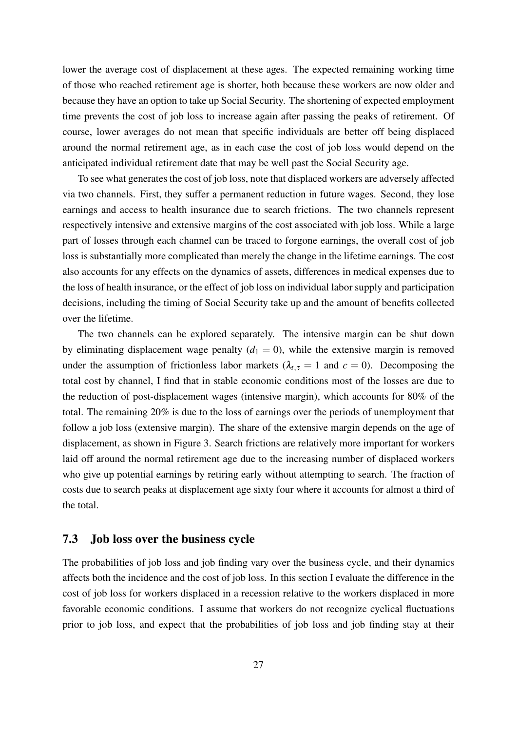lower the average cost of displacement at these ages. The expected remaining working time of those who reached retirement age is shorter, both because these workers are now older and because they have an option to take up Social Security. The shortening of expected employment time prevents the cost of job loss to increase again after passing the peaks of retirement. Of course, lower averages do not mean that specific individuals are better off being displaced around the normal retirement age, as in each case the cost of job loss would depend on the anticipated individual retirement date that may be well past the Social Security age.

To see what generates the cost of job loss, note that displaced workers are adversely affected via two channels. First, they suffer a permanent reduction in future wages. Second, they lose earnings and access to health insurance due to search frictions. The two channels represent respectively intensive and extensive margins of the cost associated with job loss. While a large part of losses through each channel can be traced to forgone earnings, the overall cost of job loss is substantially more complicated than merely the change in the lifetime earnings. The cost also accounts for any effects on the dynamics of assets, differences in medical expenses due to the loss of health insurance, or the effect of job loss on individual labor supply and participation decisions, including the timing of Social Security take up and the amount of benefits collected over the lifetime.

The two channels can be explored separately. The intensive margin can be shut down by eliminating displacement wage penalty ($d_1 = 0$), while the extensive margin is removed under the assumption of frictionless labor markets ($\lambda_{t,\tau} = 1$ and $c = 0$). Decomposing the total cost by channel, I find that in stable economic conditions most of the losses are due to the reduction of post-displacement wages (intensive margin), which accounts for 80% of the total. The remaining 20% is due to the loss of earnings over the periods of unemployment that follow a job loss (extensive margin). The share of the extensive margin depends on the age of displacement, as shown in Figure 3. Search frictions are relatively more important for workers laid off around the normal retirement age due to the increasing number of displaced workers who give up potential earnings by retiring early without attempting to search. The fraction of costs due to search peaks at displacement age sixty four where it accounts for almost a third of the total.

### 7.3 Job loss over the business cycle

The probabilities of job loss and job finding vary over the business cycle, and their dynamics affects both the incidence and the cost of job loss. In this section I evaluate the difference in the cost of job loss for workers displaced in a recession relative to the workers displaced in more favorable economic conditions. I assume that workers do not recognize cyclical fluctuations prior to job loss, and expect that the probabilities of job loss and job finding stay at their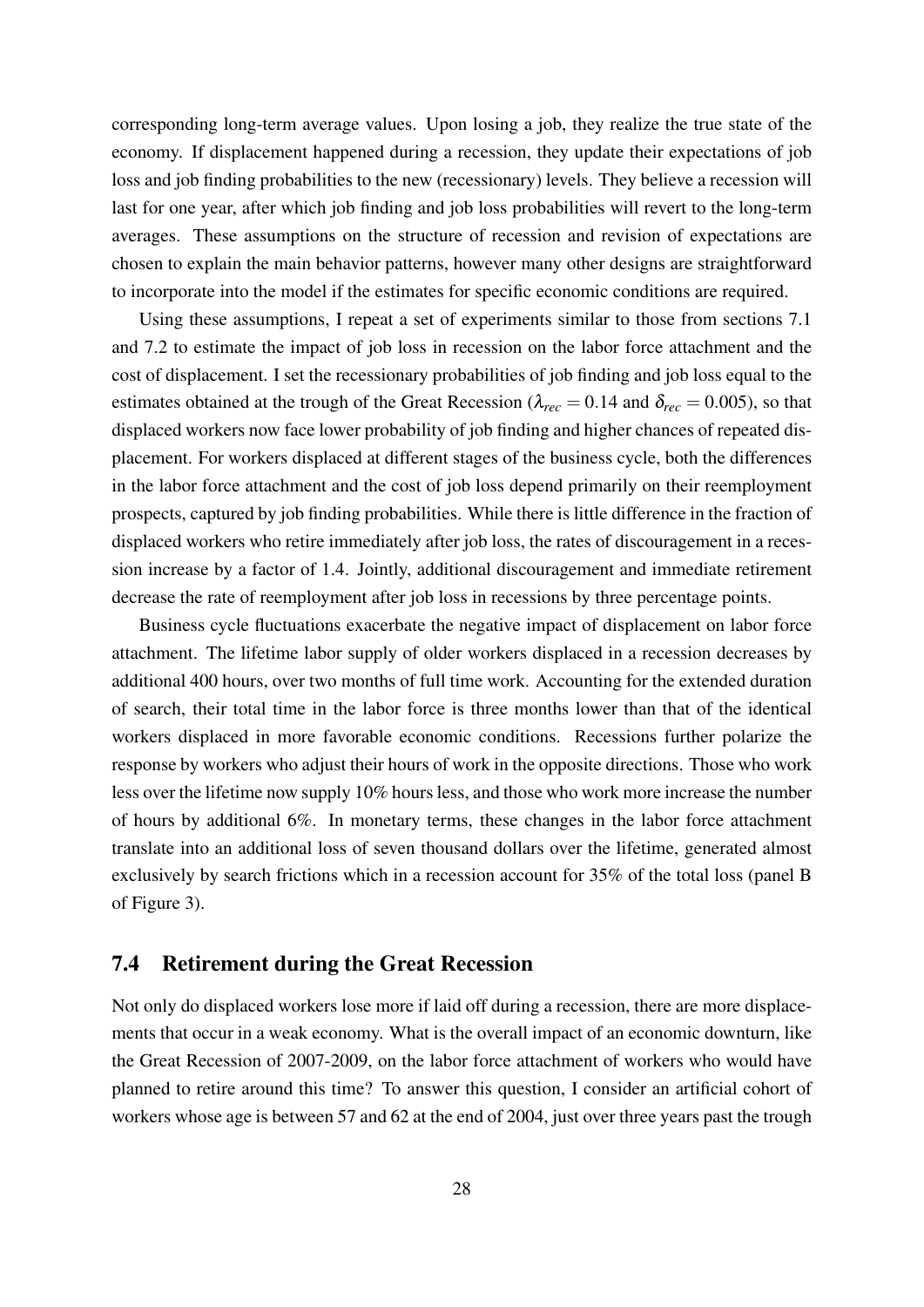corresponding long-term average values. Upon losing a job, they realize the true state of the economy. If displacement happened during a recession, they update their expectations of job loss and job finding probabilities to the new (recessionary) levels. They believe a recession will last for one year, after which job finding and job loss probabilities will revert to the long-term averages. These assumptions on the structure of recession and revision of expectations are chosen to explain the main behavior patterns, however many other designs are straightforward to incorporate into the model if the estimates for specific economic conditions are required.

Using these assumptions, I repeat a set of experiments similar to those from sections 7.1 and 7.2 to estimate the impact of job loss in recession on the labor force attachment and the cost of displacement. I set the recessionary probabilities of job finding and job loss equal to the estimates obtained at the trough of the Great Recession ($\lambda_{rec} = 0.14$ and $\delta_{rec} = 0.005$), so that displaced workers now face lower probability of job finding and higher chances of repeated displacement. For workers displaced at different stages of the business cycle, both the differences in the labor force attachment and the cost of job loss depend primarily on their reemployment prospects, captured by job finding probabilities. While there is little difference in the fraction of displaced workers who retire immediately after job loss, the rates of discouragement in a recession increase by a factor of 1.4. Jointly, additional discouragement and immediate retirement decrease the rate of reemployment after job loss in recessions by three percentage points.

Business cycle fluctuations exacerbate the negative impact of displacement on labor force attachment. The lifetime labor supply of older workers displaced in a recession decreases by additional 400 hours, over two months of full time work. Accounting for the extended duration of search, their total time in the labor force is three months lower than that of the identical workers displaced in more favorable economic conditions. Recessions further polarize the response by workers who adjust their hours of work in the opposite directions. Those who work less over the lifetime now supply 10% hours less, and those who work more increase the number of hours by additional 6%. In monetary terms, these changes in the labor force attachment translate into an additional loss of seven thousand dollars over the lifetime, generated almost exclusively by search frictions which in a recession account for 35% of the total loss (panel B of Figure 3).

## 7.4 Retirement during the Great Recession

Not only do displaced workers lose more if laid off during a recession, there are more displacements that occur in a weak economy. What is the overall impact of an economic downturn, like the Great Recession of 2007-2009, on the labor force attachment of workers who would have planned to retire around this time? To answer this question, I consider an artificial cohort of workers whose age is between 57 and 62 at the end of 2004, just over three years past the trough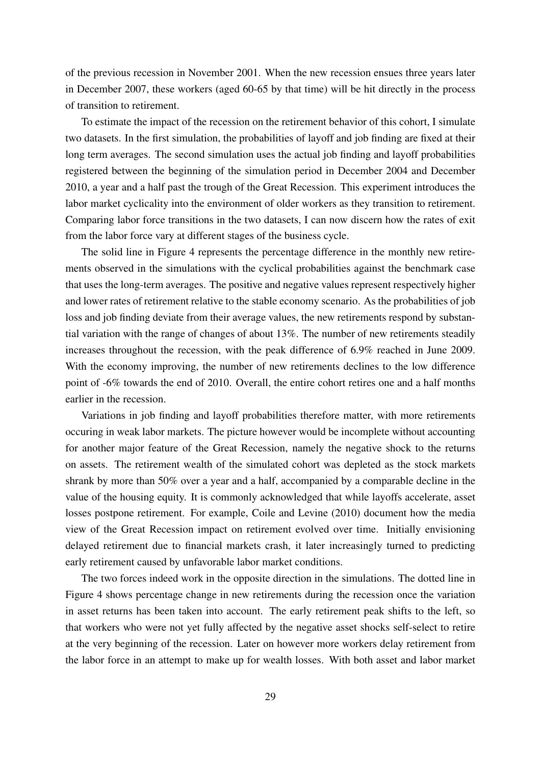of the previous recession in November 2001. When the new recession ensues three years later in December 2007, these workers (aged 60-65 by that time) will be hit directly in the process of transition to retirement.

To estimate the impact of the recession on the retirement behavior of this cohort, I simulate two datasets. In the first simulation, the probabilities of layoff and job finding are fixed at their long term averages. The second simulation uses the actual job finding and layoff probabilities registered between the beginning of the simulation period in December 2004 and December 2010, a year and a half past the trough of the Great Recession. This experiment introduces the labor market cyclicality into the environment of older workers as they transition to retirement. Comparing labor force transitions in the two datasets, I can now discern how the rates of exit from the labor force vary at different stages of the business cycle.

The solid line in Figure 4 represents the percentage difference in the monthly new retirements observed in the simulations with the cyclical probabilities against the benchmark case that uses the long-term averages. The positive and negative values represent respectively higher and lower rates of retirement relative to the stable economy scenario. As the probabilities of job loss and job finding deviate from their average values, the new retirements respond by substantial variation with the range of changes of about 13%. The number of new retirements steadily increases throughout the recession, with the peak difference of 6.9% reached in June 2009. With the economy improving, the number of new retirements declines to the low difference point of -6% towards the end of 2010. Overall, the entire cohort retires one and a half months earlier in the recession.

Variations in job finding and layoff probabilities therefore matter, with more retirements occuring in weak labor markets. The picture however would be incomplete without accounting for another major feature of the Great Recession, namely the negative shock to the returns on assets. The retirement wealth of the simulated cohort was depleted as the stock markets shrank by more than 50% over a year and a half, accompanied by a comparable decline in the value of the housing equity. It is commonly acknowledged that while layoffs accelerate, asset losses postpone retirement. For example, Coile and Levine (2010) document how the media view of the Great Recession impact on retirement evolved over time. Initially envisioning delayed retirement due to financial markets crash, it later increasingly turned to predicting early retirement caused by unfavorable labor market conditions.

The two forces indeed work in the opposite direction in the simulations. The dotted line in Figure 4 shows percentage change in new retirements during the recession once the variation in asset returns has been taken into account. The early retirement peak shifts to the left, so that workers who were not yet fully affected by the negative asset shocks self-select to retire at the very beginning of the recession. Later on however more workers delay retirement from the labor force in an attempt to make up for wealth losses. With both asset and labor market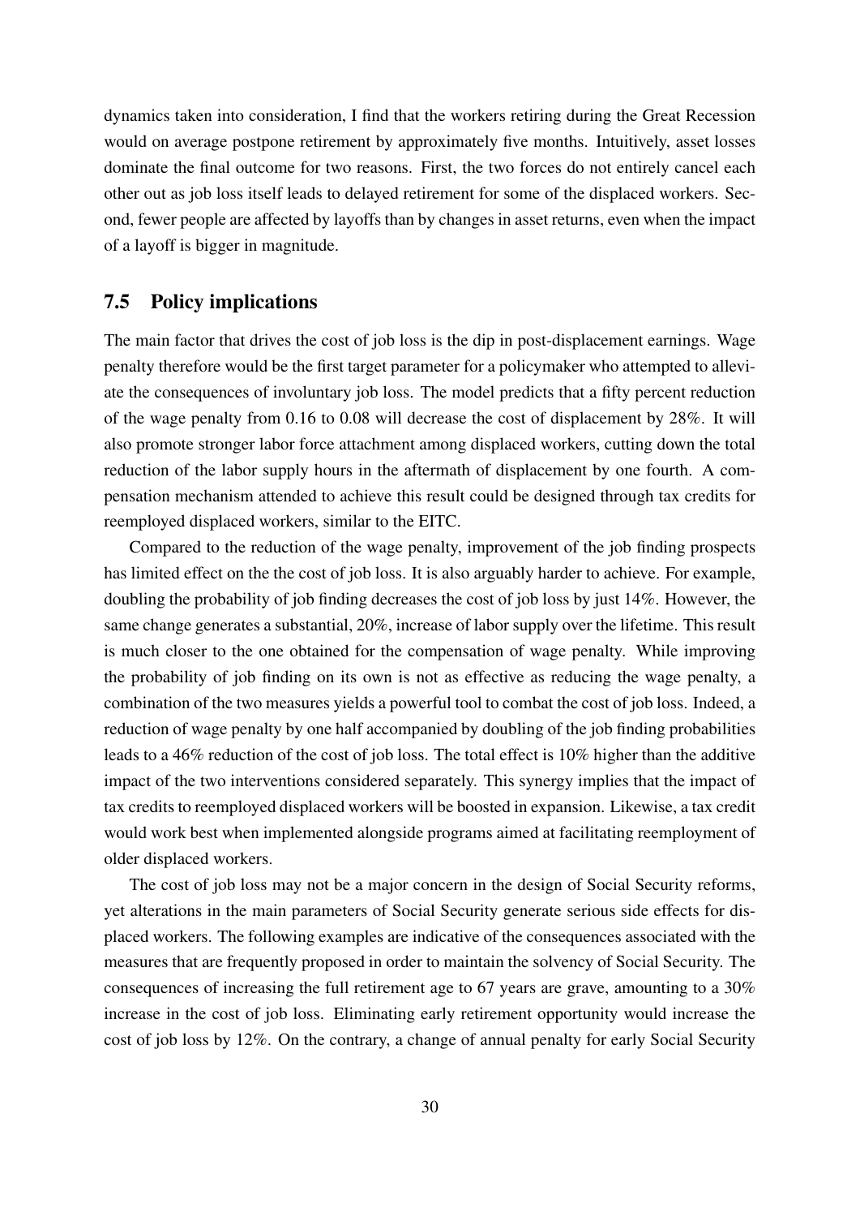dynamics taken into consideration, I find that the workers retiring during the Great Recession would on average postpone retirement by approximately five months. Intuitively, asset losses dominate the final outcome for two reasons. First, the two forces do not entirely cancel each other out as job loss itself leads to delayed retirement for some of the displaced workers. Second, fewer people are affected by layoffs than by changes in asset returns, even when the impact of a layoff is bigger in magnitude.

## 7.5 Policy implications

The main factor that drives the cost of job loss is the dip in post-displacement earnings. Wage penalty therefore would be the first target parameter for a policymaker who attempted to alleviate the consequences of involuntary job loss. The model predicts that a fifty percent reduction of the wage penalty from 0.16 to 0.08 will decrease the cost of displacement by 28%. It will also promote stronger labor force attachment among displaced workers, cutting down the total reduction of the labor supply hours in the aftermath of displacement by one fourth. A compensation mechanism attended to achieve this result could be designed through tax credits for reemployed displaced workers, similar to the EITC.

Compared to the reduction of the wage penalty, improvement of the job finding prospects has limited effect on the the cost of job loss. It is also arguably harder to achieve. For example, doubling the probability of job finding decreases the cost of job loss by just 14%. However, the same change generates a substantial, 20%, increase of labor supply over the lifetime. This result is much closer to the one obtained for the compensation of wage penalty. While improving the probability of job finding on its own is not as effective as reducing the wage penalty, a combination of the two measures yields a powerful tool to combat the cost of job loss. Indeed, a reduction of wage penalty by one half accompanied by doubling of the job finding probabilities leads to a 46% reduction of the cost of job loss. The total effect is 10% higher than the additive impact of the two interventions considered separately. This synergy implies that the impact of tax credits to reemployed displaced workers will be boosted in expansion. Likewise, a tax credit would work best when implemented alongside programs aimed at facilitating reemployment of older displaced workers.

The cost of job loss may not be a major concern in the design of Social Security reforms, yet alterations in the main parameters of Social Security generate serious side effects for displaced workers. The following examples are indicative of the consequences associated with the measures that are frequently proposed in order to maintain the solvency of Social Security. The consequences of increasing the full retirement age to 67 years are grave, amounting to a 30% increase in the cost of job loss. Eliminating early retirement opportunity would increase the cost of job loss by 12%. On the contrary, a change of annual penalty for early Social Security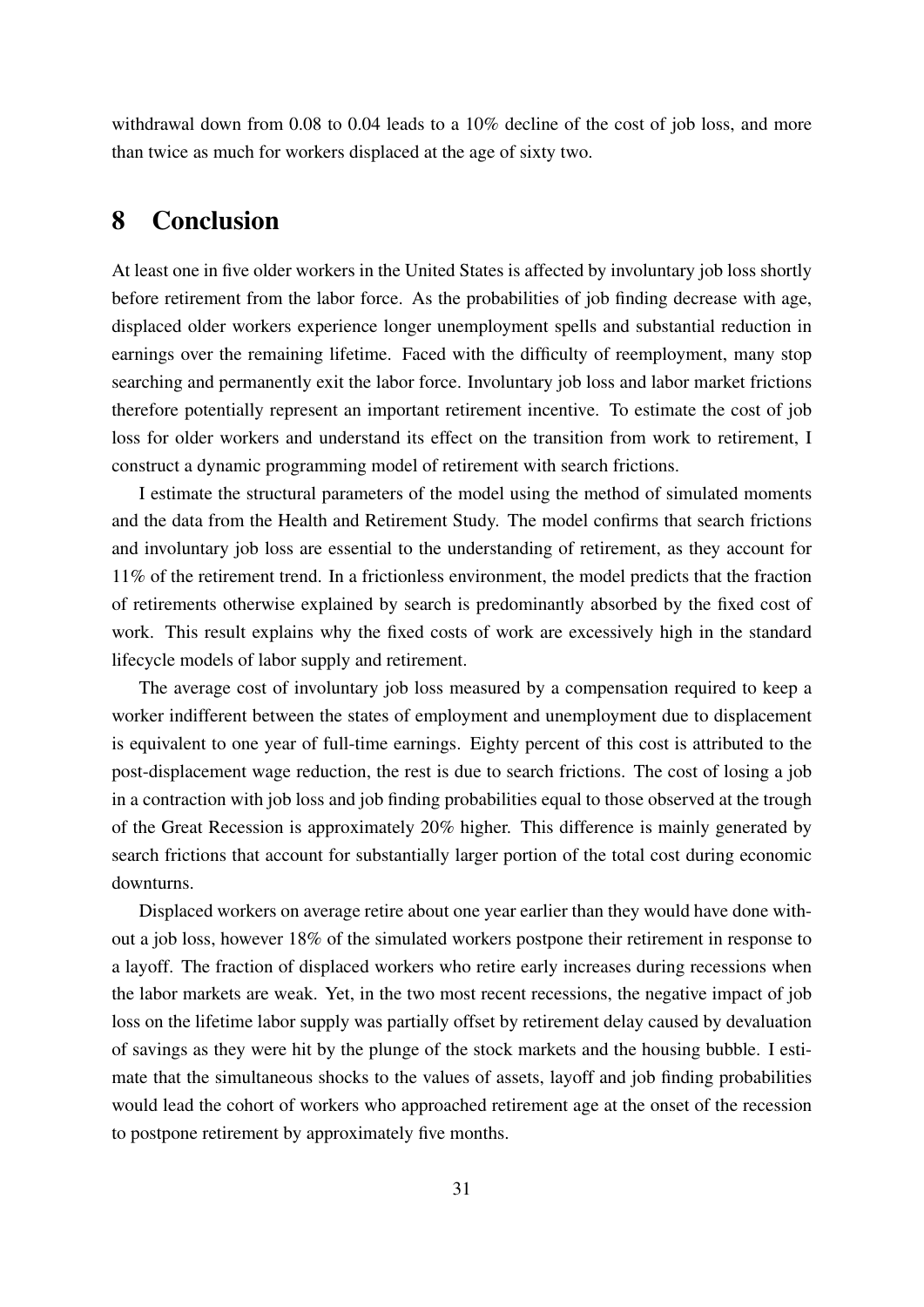withdrawal down from 0.08 to 0.04 leads to a 10% decline of the cost of job loss, and more than twice as much for workers displaced at the age of sixty two.

# 8 Conclusion

At least one in five older workers in the United States is affected by involuntary job loss shortly before retirement from the labor force. As the probabilities of job finding decrease with age, displaced older workers experience longer unemployment spells and substantial reduction in earnings over the remaining lifetime. Faced with the difficulty of reemployment, many stop searching and permanently exit the labor force. Involuntary job loss and labor market frictions therefore potentially represent an important retirement incentive. To estimate the cost of job loss for older workers and understand its effect on the transition from work to retirement, I construct a dynamic programming model of retirement with search frictions.

I estimate the structural parameters of the model using the method of simulated moments and the data from the Health and Retirement Study. The model confirms that search frictions and involuntary job loss are essential to the understanding of retirement, as they account for 11% of the retirement trend. In a frictionless environment, the model predicts that the fraction of retirements otherwise explained by search is predominantly absorbed by the fixed cost of work. This result explains why the fixed costs of work are excessively high in the standard lifecycle models of labor supply and retirement.

The average cost of involuntary job loss measured by a compensation required to keep a worker indifferent between the states of employment and unemployment due to displacement is equivalent to one year of full-time earnings. Eighty percent of this cost is attributed to the post-displacement wage reduction, the rest is due to search frictions. The cost of losing a job in a contraction with job loss and job finding probabilities equal to those observed at the trough of the Great Recession is approximately 20% higher. This difference is mainly generated by search frictions that account for substantially larger portion of the total cost during economic downturns.

Displaced workers on average retire about one year earlier than they would have done without a job loss, however 18% of the simulated workers postpone their retirement in response to a layoff. The fraction of displaced workers who retire early increases during recessions when the labor markets are weak. Yet, in the two most recent recessions, the negative impact of job loss on the lifetime labor supply was partially offset by retirement delay caused by devaluation of savings as they were hit by the plunge of the stock markets and the housing bubble. I estimate that the simultaneous shocks to the values of assets, layoff and job finding probabilities would lead the cohort of workers who approached retirement age at the onset of the recession to postpone retirement by approximately five months.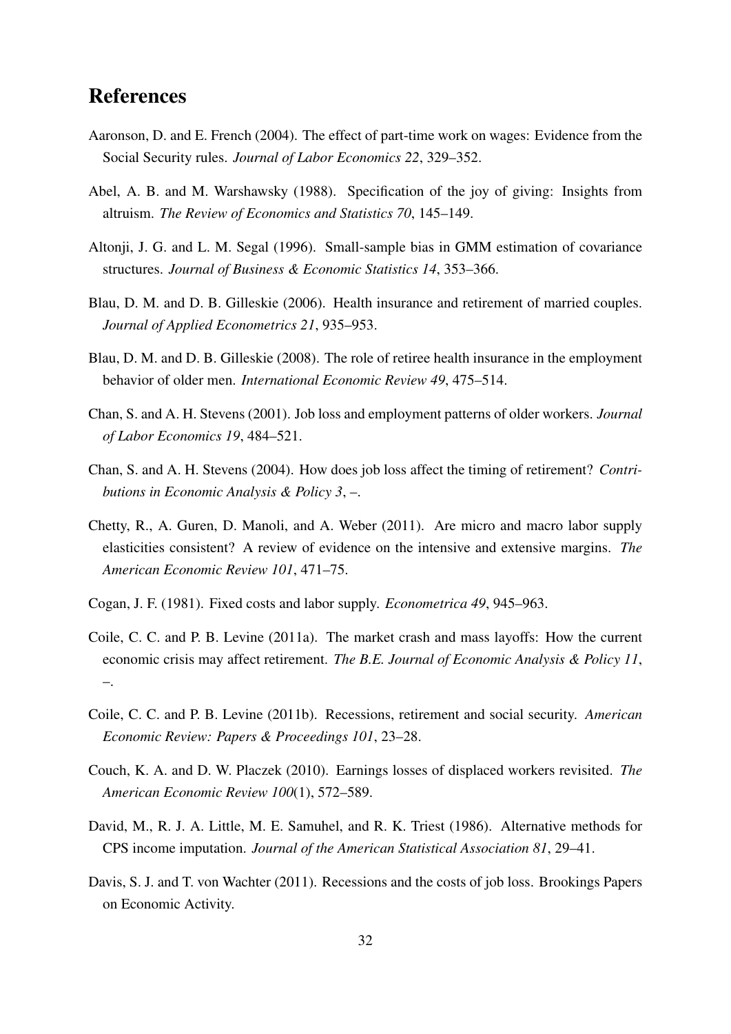## References

Aaronson, D. and E. French (2004). The effect of part-time work on wages: Evidence from the Social Security rules. *Journal of Labor Economics 22*, 329–352.

Abel, A. B. and M. Warshawsky (1988). Specification of the joy of giving: Insights from altruism. *The Review of Economics and Statistics 70*, 145–149.

Altonji, J. G. and L. M. Segal (1996). Small-sample bias in GMM estimation of covariance structures. *Journal of Business & Economic Statistics 14*, 353–366.

Blau, D. M. and D. B. Gilleskie (2006). Health insurance and retirement of married couples. *Journal of Applied Econometrics 21*, 935–953.

Blau, D. M. and D. B. Gilleskie (2008). The role of retiree health insurance in the employment behavior of older men. *International Economic Review 49*, 475–514.

Chan, S. and A. H. Stevens (2001). Job loss and employment patterns of older workers. *Journal of Labor Economics 19*, 484–521.

Chan, S. and A. H. Stevens (2004). How does job loss affect the timing of retirement? *Contributions in Economic Analysis & Policy 3*, –.

Chetty, R., A. Guren, D. Manoli, and A. Weber (2011). Are micro and macro labor supply elasticities consistent? A review of evidence on the intensive and extensive margins. *The American Economic Review 101*, 471–75.

Cogan, J. F. (1981). Fixed costs and labor supply. *Econometrica 49*, 945–963.

Coile, C. C. and P. B. Levine (2011a). The market crash and mass layoffs: How the current economic crisis may affect retirement. *The B.E. Journal of Economic Analysis & Policy 11*, –.

Coile, C. C. and P. B. Levine (2011b). Recessions, retirement and social security. *American Economic Review: Papers & Proceedings 101*, 23–28.

Couch, K. A. and D. W. Placzek (2010). Earnings losses of displaced workers revisited. *The American Economic Review 100*(1), 572–589.

David, M., R. J. A. Little, M. E. Samuhel, and R. K. Triest (1986). Alternative methods for CPS income imputation. *Journal of the American Statistical Association 81*, 29–41.

Davis, S. J. and T. von Wachter (2011). Recessions and the costs of job loss. Brookings Papers on Economic Activity.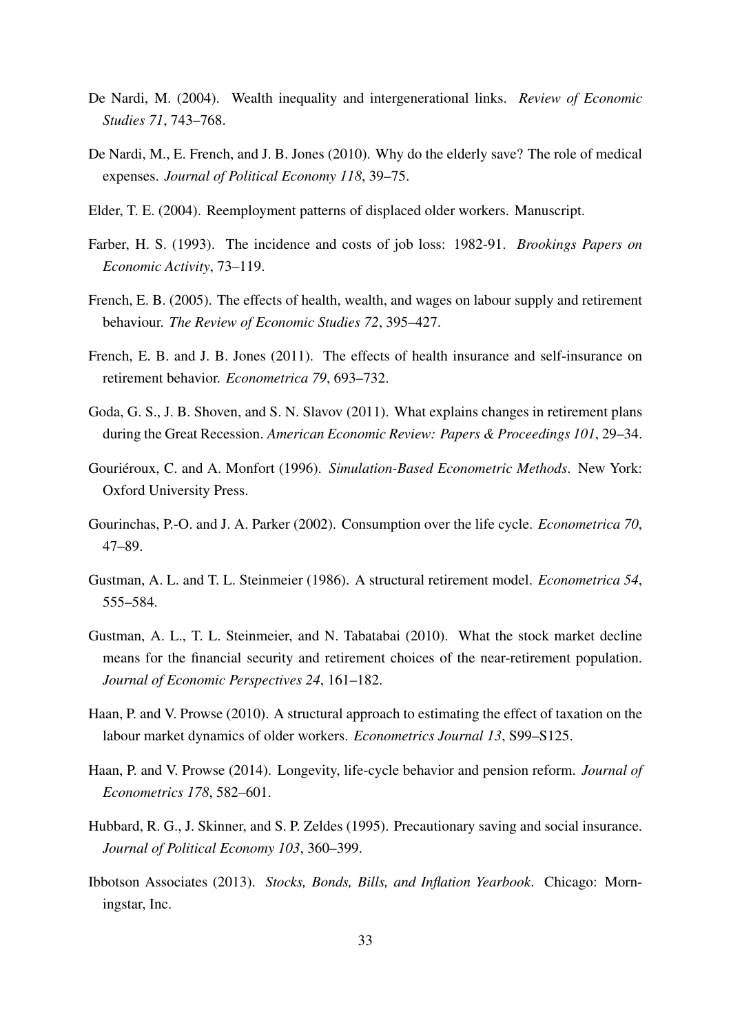De Nardi, M. (2004). Wealth inequality and intergenerational links. *Review of Economic Studies 71*, 743–768.

De Nardi, M., E. French, and J. B. Jones (2010). Why do the elderly save? The role of medical expenses. *Journal of Political Economy 118*, 39–75.

Elder, T. E. (2004). Reemployment patterns of displaced older workers. Manuscript.

Farber, H. S. (1993). The incidence and costs of job loss: 1982-91. *Brookings Papers on Economic Activity*, 73–119.

French, E. B. (2005). The effects of health, wealth, and wages on labour supply and retirement behaviour. *The Review of Economic Studies 72*, 395–427.

French, E. B. and J. B. Jones (2011). The effects of health insurance and self-insurance on retirement behavior. *Econometrica 79*, 693–732.

Goda, G. S., J. B. Shoven, and S. N. Slavov (2011). What explains changes in retirement plans during the Great Recession. *American Economic Review: Papers & Proceedings 101*, 29–34.

Gouriéroux, C. and A. Monfort (1996). *Simulation-Based Econometric Methods*. New York: Oxford University Press.

Gourinchas, P.-O. and J. A. Parker (2002). Consumption over the life cycle. *Econometrica 70*, 47–89.

Gustman, A. L. and T. L. Steinmeier (1986). A structural retirement model. *Econometrica 54*, 555–584.

Gustman, A. L., T. L. Steinmeier, and N. Tabatabai (2010). What the stock market decline means for the financial security and retirement choices of the near-retirement population. *Journal of Economic Perspectives 24*, 161–182.

Haan, P. and V. Prowse (2010). A structural approach to estimating the effect of taxation on the labour market dynamics of older workers. *Econometrics Journal 13*, S99–S125.

Haan, P. and V. Prowse (2014). Longevity, life-cycle behavior and pension reform. *Journal of Econometrics 178*, 582–601.

Hubbard, R. G., J. Skinner, and S. P. Zeldes (1995). Precautionary saving and social insurance. *Journal of Political Economy 103*, 360–399.

Ibbotson Associates (2013). *Stocks, Bonds, Bills, and Inflation Yearbook*. Chicago: Morningstar, Inc.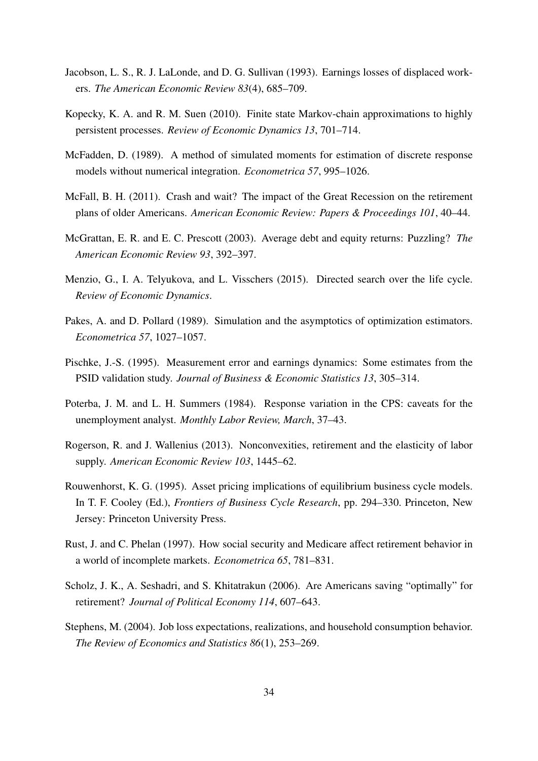Jacobson, L. S., R. J. LaLonde, and D. G. Sullivan (1993). Earnings losses of displaced workers. *The American Economic Review 83*(4), 685–709.

Kopecky, K. A. and R. M. Suen (2010). Finite state Markov-chain approximations to highly persistent processes. *Review of Economic Dynamics 13*, 701–714.

McFadden, D. (1989). A method of simulated moments for estimation of discrete response models without numerical integration. *Econometrica 57*, 995–1026.

McFall, B. H. (2011). Crash and wait? The impact of the Great Recession on the retirement plans of older Americans. *American Economic Review: Papers & Proceedings 101*, 40–44.

McGrattan, E. R. and E. C. Prescott (2003). Average debt and equity returns: Puzzling? *The American Economic Review 93*, 392–397.

Menzio, G., I. A. Telyukova, and L. Visschers (2015). Directed search over the life cycle. *Review of Economic Dynamics*.

Pakes, A. and D. Pollard (1989). Simulation and the asymptotics of optimization estimators. *Econometrica 57*, 1027–1057.

Pischke, J.-S. (1995). Measurement error and earnings dynamics: Some estimates from the PSID validation study. *Journal of Business & Economic Statistics 13*, 305–314.

Poterba, J. M. and L. H. Summers (1984). Response variation in the CPS: caveats for the unemployment analyst. *Monthly Labor Review, March*, 37–43.

Rogerson, R. and J. Wallenius (2013). Nonconvexities, retirement and the elasticity of labor supply. *American Economic Review 103*, 1445–62.

Rouwenhorst, K. G. (1995). Asset pricing implications of equilibrium business cycle models. In T. F. Cooley (Ed.), *Frontiers of Business Cycle Research*, pp. 294–330. Princeton, New Jersey: Princeton University Press.

Rust, J. and C. Phelan (1997). How social security and Medicare affect retirement behavior in a world of incomplete markets. *Econometrica 65*, 781–831.

Scholz, J. K., A. Seshadri, and S. Khitatrakun (2006). Are Americans saving "optimally" for retirement? *Journal of Political Economy 114*, 607–643.

Stephens, M. (2004). Job loss expectations, realizations, and household consumption behavior. *The Review of Economics and Statistics 86*(1), 253–269.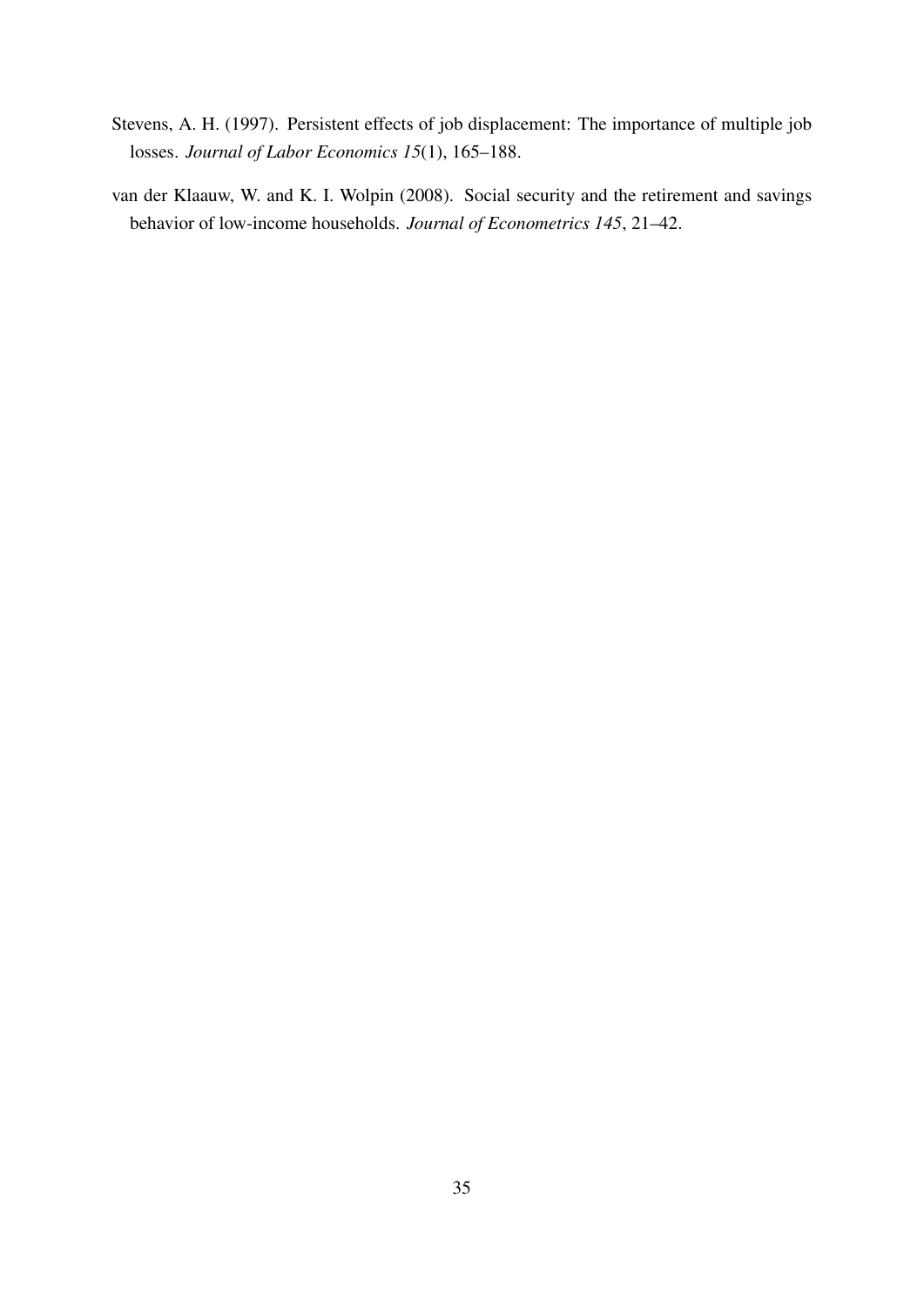Stevens, A. H. (1997). Persistent effects of job displacement: The importance of multiple job losses. *Journal of Labor Economics 15*(1), 165–188.

van der Klaauw, W. and K. I. Wolpin (2008). Social security and the retirement and savings behavior of low-income households. *Journal of Econometrics 145*, 21–42.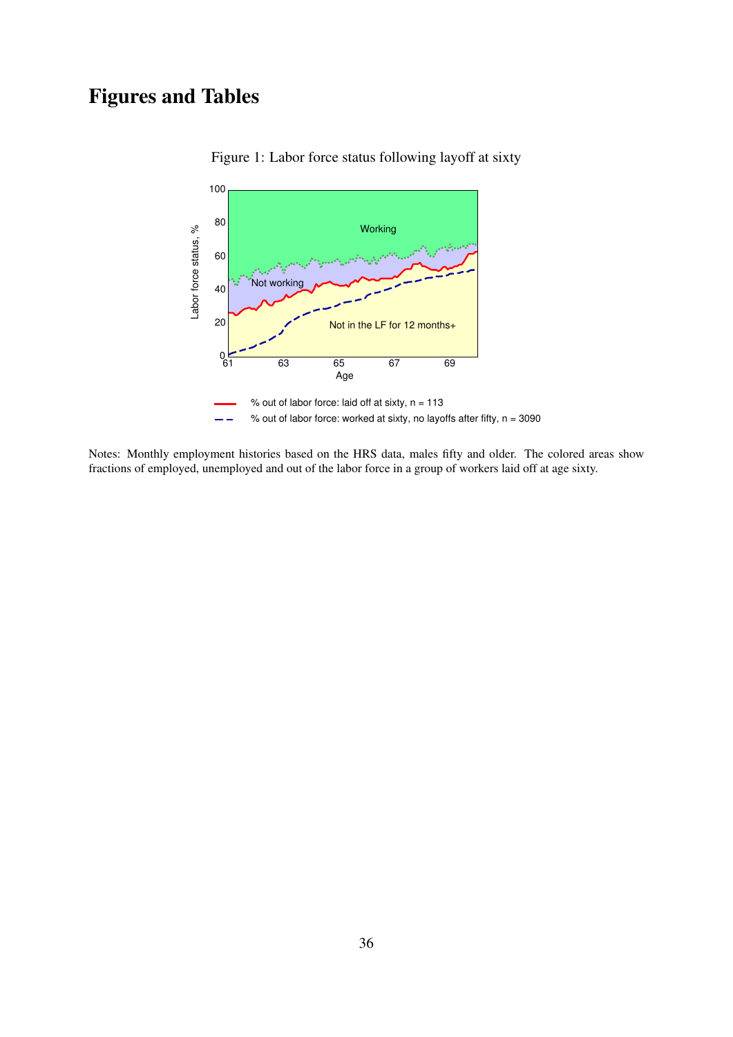# Figures and Tables

Figure 1: Labor force status following layoff at sixty

Notes: Monthly employment histories based on the HRS data, males fifty and older. The colored areas show fractions of employed, unemployed and out of the labor force in a group of workers laid off at age sixty.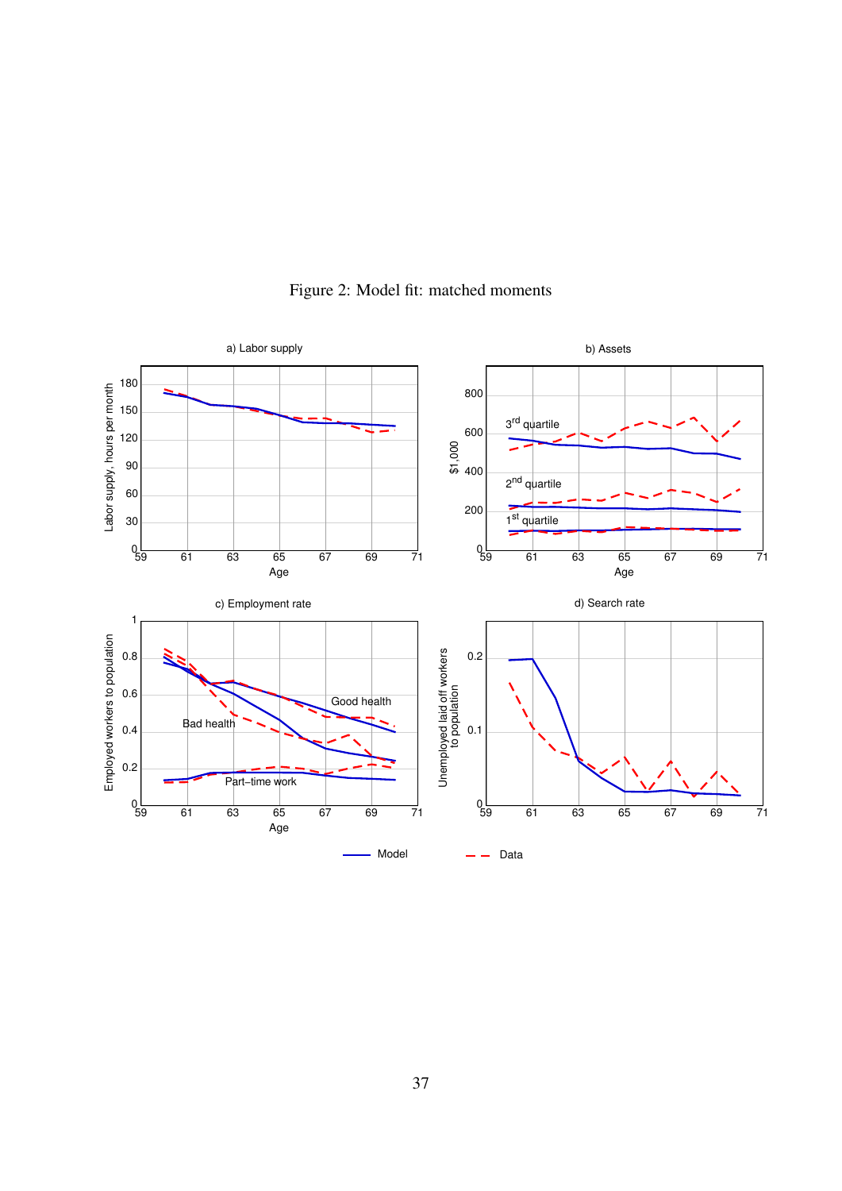Figure 2: Model fit: matched moments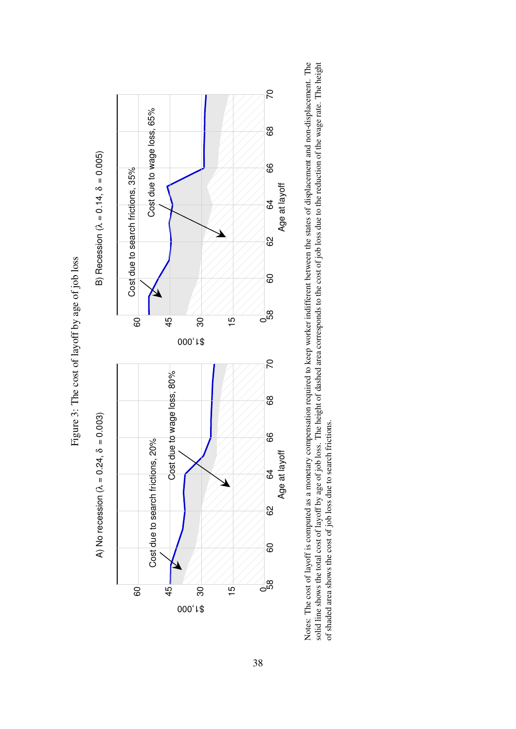Figure 3: The cost of layoff by age of job loss

A) No recession ($\lambda = 0.24$, $\delta = 0.003$)

B) Recession ($\lambda = 0.14$, $\delta = 0.005$)

Notes: The cost of layoff is computed as a monetary compensation required to keep worker indifferent between the states of displacement and non-displacement. The solid line shows the total cost of layoff by age of job loss. The height of dashed area corresponds to the cost of job loss due to the reduction of the wage rate. The height of shaded area shows the cost of job loss due to search frictions.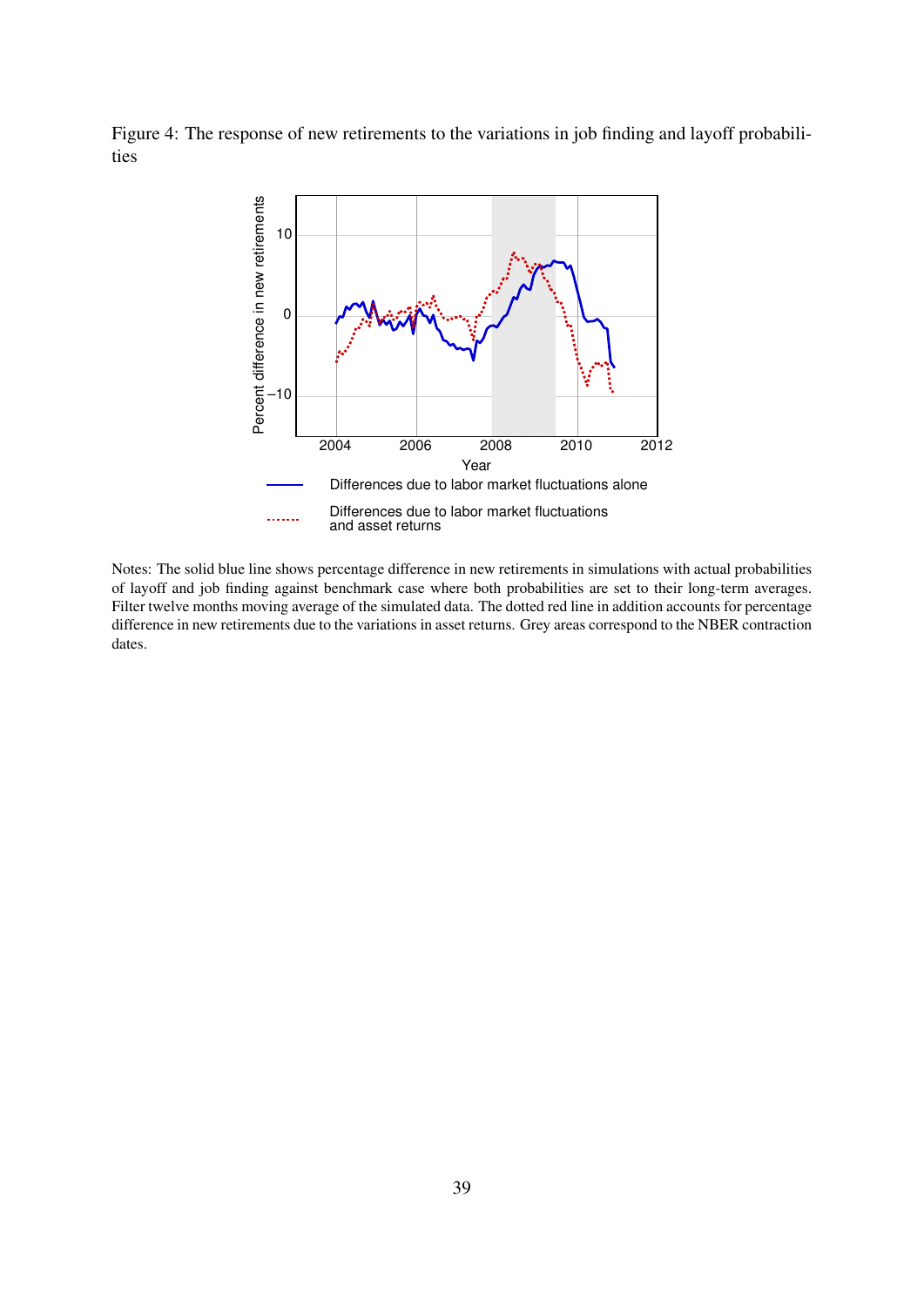Figure 4: The response of new retirements to the variations in job finding and layoff probabilities

Notes: The solid blue line shows percentage difference in new retirements in simulations with actual probabilities of layoff and job finding against benchmark case where both probabilities are set to their long-term averages. Filter twelve months moving average of the simulated data. The dotted red line in addition accounts for percentage difference in new retirements due to the variations in asset returns. Grey areas correspond to the NBER contraction dates.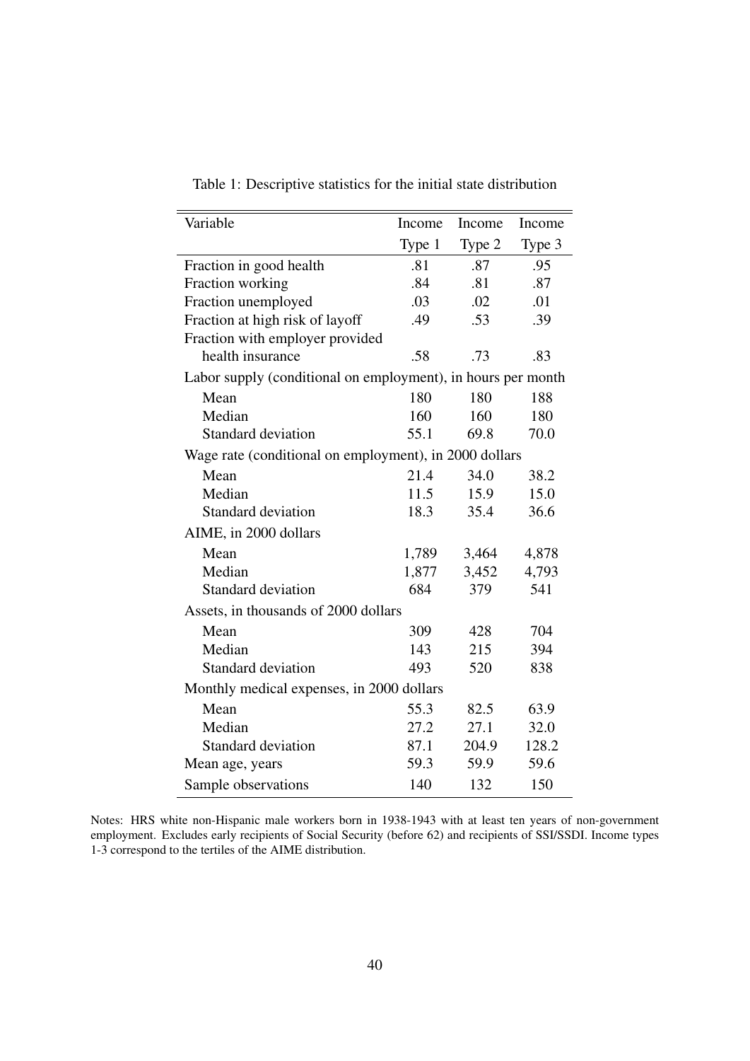Table 1: Descriptive statistics for the initial state distribution

| Variable | Income Type 1 | Income Type 2 | Income Type 3 |
|---|---|---|---|
| Fraction in good health | .81 | .87 | .95 |
| Fraction working | .84 | .81 | .87 |
| Fraction unemployed | .03 | .02 | .01 |
| Fraction at high risk of layoff | .49 | .53 | .39 |
| Fraction with employer provided health insurance | .58 | .73 | .83 |
| Labor supply (conditional on employment), in hours per month | | | |
| Mean | 180 | 180 | 188 |
| Median | 160 | 160 | 180 |
| Standard deviation | 55.1 | 69.8 | 70.0 |
| Wage rate (conditional on employment), in 2000 dollars | | | |
| Mean | 21.4 | 34.0 | 38.2 |
| Median | 11.5 | 15.9 | 15.0 |
| Standard deviation | 18.3 | 35.4 | 36.6 |
| AIME, in 2000 dollars | | | |
| Mean | 1,789 | 3,464 | 4,878 |
| Median | 1,877 | 3,452 | 4,793 |
| Standard deviation | 684 | 379 | 541 |
| Assets, in thousands of 2000 dollars | | | |
| Mean | 309 | 428 | 704 |
| Median | 143 | 215 | 394 |
| Standard deviation | 493 | 520 | 838 |
| Monthly medical expenses, in 2000 dollars | | | |
| Mean | 55.3 | 82.5 | 63.9 |
| Median | 27.2 | 27.1 | 32.0 |
| Standard deviation | 87.1 | 204.9 | 128.2 |
| Mean age, years | 59.3 | 59.9 | 59.6 |
| Sample observations | 140 | 132 | 150 |

Notes: HRS white non-Hispanic male workers born in 1938-1943 with at least ten years of non-government employment. Excludes early recipients of Social Security (before 62) and recipients of SSI/SSDI. Income types 1-3 correspond to the tertiles of the AIME distribution.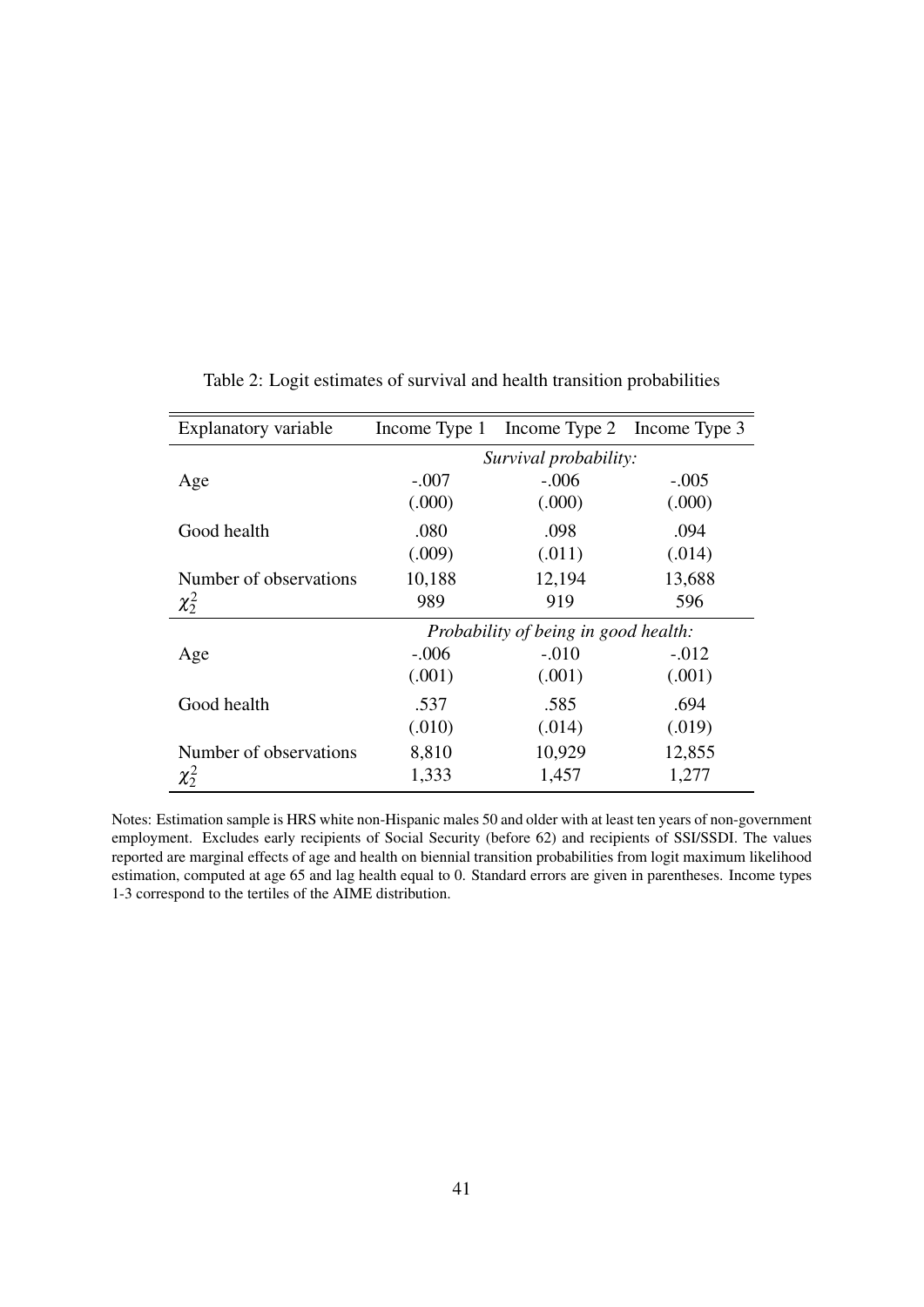Table 2: Logit estimates of survival and health transition probabilities

| Explanatory variable | Income Type 1 | Income Type 2 | Income Type 3 |
|---|---|---|---|
| | | *Survival probability:* | |
| Age | -.007 | -.006 | -.005 |
| | (.000) | (.000) | (.000) |
| Good health | .080 | .098 | .094 |
| | (.009) | (.011) | (.014) |
| Number of observations | 10,188 | 12,194 | 13,688 |
| $\chi^2_2$ | 989 | 919 | 596 |
| | | *Probability of being in good health:* | |
| Age | -.006 | -.010 | -.012 |
| | (.001) | (.001) | (.001) |
| Good health | .537 | .585 | .694 |
| | (.010) | (.014) | (.019) |
| Number of observations | 8,810 | 10,929 | 12,855 |
| $\chi^2_2$ | 1,333 | 1,457 | 1,277 |

Notes: Estimation sample is HRS white non-Hispanic males 50 and older with at least ten years of non-government employment. Excludes early recipients of Social Security (before 62) and recipients of SSI/SSDI. The values reported are marginal effects of age and health on biennial transition probabilities from logit maximum likelihood estimation, computed at age 65 and lag health equal to 0. Standard errors are given in parentheses. Income types 1-3 correspond to the tertiles of the AIME distribution.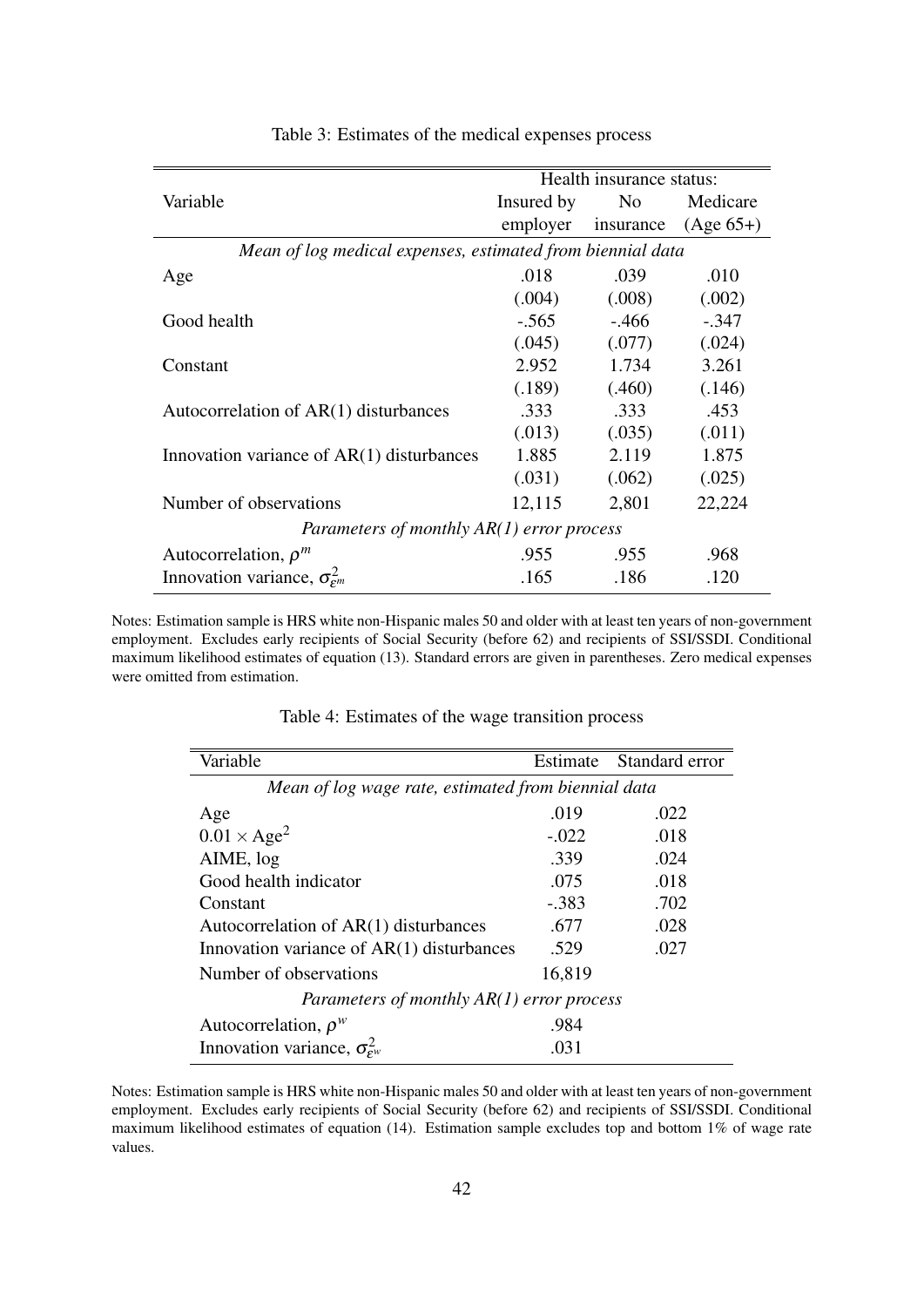Table 3: Estimates of the medical expenses process

| Variable | Health insurance status: Insured by employer | No insurance | Medicare (Age 65+) |
|---|---|---|---|
| *Mean of log medical expenses, estimated from biennial data* | | | |
| Age | .018 | .039 | .010 |
| | (.004) | (.008) | (.002) |
| Good health | -.565 | -.466 | -.347 |
| | (.045) | (.077) | (.024) |
| Constant | 2.952 | 1.734 | 3.261 |
| | (.189) | (.460) | (.146) |
| Autocorrelation of AR(1) disturbances | .333 | .333 | .453 |
| | (.013) | (.035) | (.011) |
| Innovation variance of AR(1) disturbances | 1.885 | 2.119 | 1.875 |
| | (.031) | (.062) | (.025) |
| Number of observations | 12,115 | 2,801 | 22,224 |
| *Parameters of monthly AR(1) error process* | | | |
| Autocorrelation, $\rho^m$ | .955 | .955 | .968 |
| Innovation variance, $\sigma^2_{\varepsilon^m}$ | .165 | .186 | .120 |

Notes: Estimation sample is HRS white non-Hispanic males 50 and older with at least ten years of non-government employment. Excludes early recipients of Social Security (before 62) and recipients of SSI/SSDI. Conditional maximum likelihood estimates of equation (13). Standard errors are given in parentheses. Zero medical expenses were omitted from estimation.

Table 4: Estimates of the wage transition process

| Variable | Estimate | Standard error |
|---|---|---|
| *Mean of log wage rate, estimated from biennial data* | | |
| Age | .019 | .022 |
| $0.01 \times \text{Age}^2$ | -.022 | .018 |
| AIME, log | .339 | .024 |
| Good health indicator | .075 | .018 |
| Constant | -.383 | .702 |
| Autocorrelation of AR(1) disturbances | .677 | .028 |
| Innovation variance of AR(1) disturbances | .529 | .027 |
| Number of observations | 16,819 | |
| *Parameters of monthly AR(1) error process* | | |
| Autocorrelation, $\rho^w$ | .984 | |
| Innovation variance, $\sigma^2_{\varepsilon^w}$ | .031 | |

Notes: Estimation sample is HRS white non-Hispanic males 50 and older with at least ten years of non-government employment. Excludes early recipients of Social Security (before 62) and recipients of SSI/SSDI. Conditional maximum likelihood estimates of equation (14). Estimation sample excludes top and bottom 1% of wage rate values.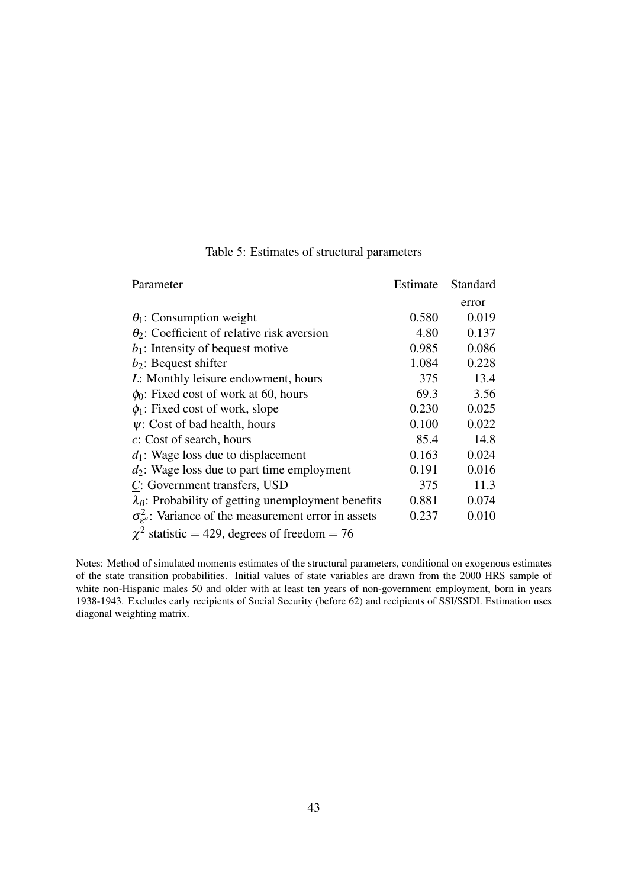Table 5: Estimates of structural parameters

| Parameter | Estimate | Standard error |
|---|---|---|
| $\theta_1$: Consumption weight | 0.580 | 0.019 |
| $\theta_2$: Coefficient of relative risk aversion | 4.80 | 0.137 |
| $b_1$: Intensity of bequest motive | 0.985 | 0.086 |
| $b_2$: Bequest shifter | 1.084 | 0.228 |
| $L$: Monthly leisure endowment, hours | 375 | 13.4 |
| $\phi_0$: Fixed cost of work at 60, hours | 69.3 | 3.56 |
| $\phi_1$: Fixed cost of work, slope | 0.230 | 0.025 |
| $\psi$: Cost of bad health, hours | 0.100 | 0.022 |
| $c$: Cost of search, hours | 85.4 | 14.8 |
| $d_1$: Wage loss due to displacement | 0.163 | 0.024 |
| $d_2$: Wage loss due to part time employment | 0.191 | 0.016 |
| $\underline{C}$: Government transfers, USD | 375 | 11.3 |
| $\lambda_B$: Probability of getting unemployment benefits | 0.881 | 0.074 |
| $\sigma^2_{\varepsilon^a}$: Variance of the measurement error in assets | 0.237 | 0.010 |
| $\chi^2$ statistic = 429, degrees of freedom = 76 | | |

Notes: Method of simulated moments estimates of the structural parameters, conditional on exogenous estimates of the state transition probabilities. Initial values of state variables are drawn from the 2000 HRS sample of white non-Hispanic males 50 and older with at least ten years of non-government employment, born in years 1938-1943. Excludes early recipients of Social Security (before 62) and recipients of SSI/SSDI. Estimation uses diagonal weighting matrix.